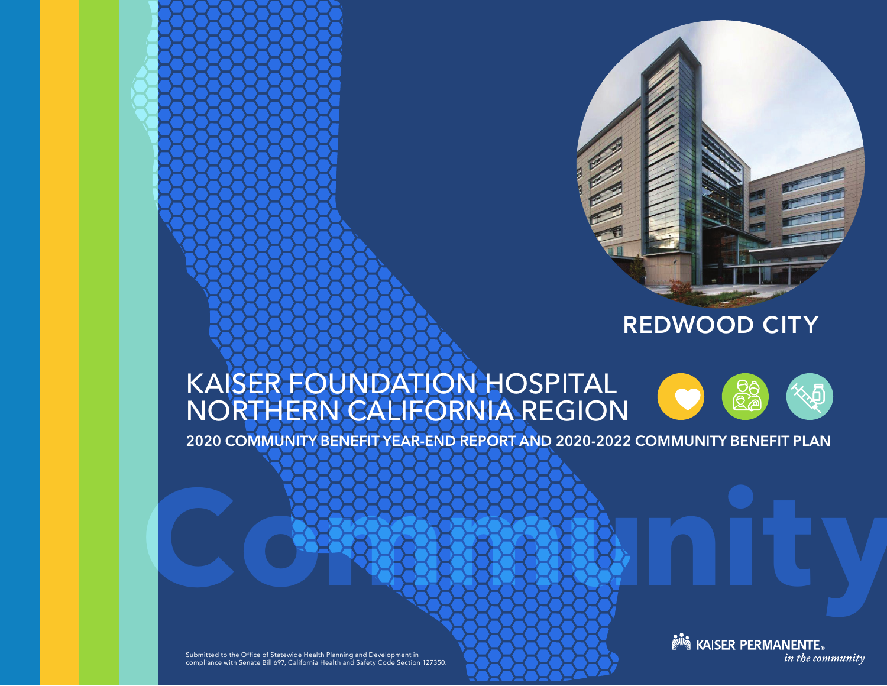# REDWOOD CITY

# KAISER FOUNDATION HOSPITAL NORTHERN CALIFORNIA REGION

## 2020 COMMUNITY BENEFIT YEAR-END REPORT AND 2020-2022 COMMUNITY BENEFIT PLAN

Community

Submitted to the Office of Statewide Health Planning and Development in compliance with Senate Bill 697, California Health and Safety Code Section 127350.

KAISER PERMANENTE®
*in the community*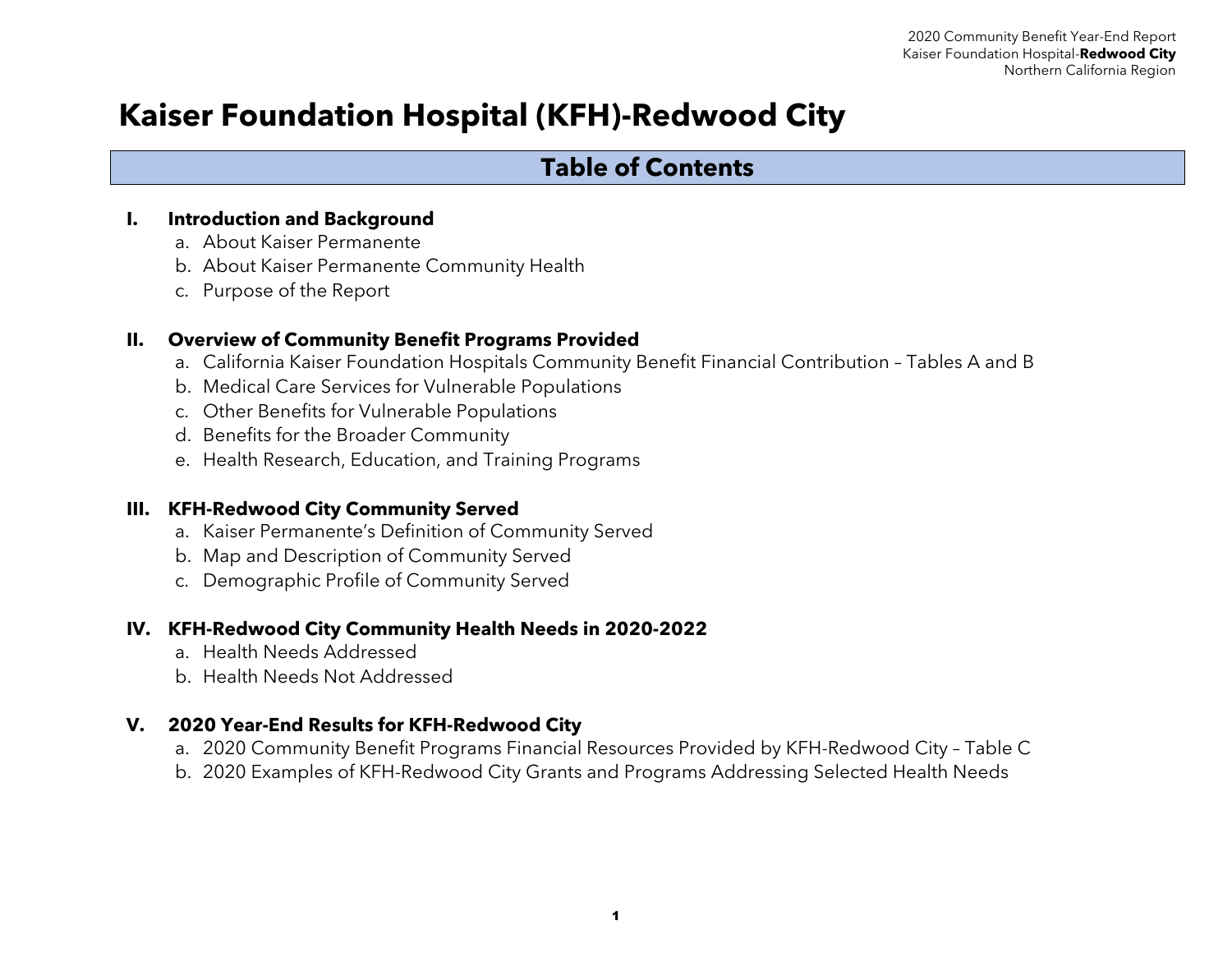# Kaiser Foundation Hospital (KFH)-Redwood City

## Table of Contents

**I. Introduction and Background**

a. About Kaiser Permanente
b. About Kaiser Permanente Community Health
c. Purpose of the Report

**II. Overview of Community Benefit Programs Provided**

a. California Kaiser Foundation Hospitals Community Benefit Financial Contribution – Tables A and B
b. Medical Care Services for Vulnerable Populations
c. Other Benefits for Vulnerable Populations
d. Benefits for the Broader Community
e. Health Research, Education, and Training Programs

**III. KFH-Redwood City Community Served**

a. Kaiser Permanente's Definition of Community Served
b. Map and Description of Community Served
c. Demographic Profile of Community Served

**IV. KFH-Redwood City Community Health Needs in 2020-2022**

a. Health Needs Addressed
b. Health Needs Not Addressed

**V. 2020 Year-End Results for KFH-Redwood City**

a. 2020 Community Benefit Programs Financial Resources Provided by KFH-Redwood City – Table C
b. 2020 Examples of KFH-Redwood City Grants and Programs Addressing Selected Health Needs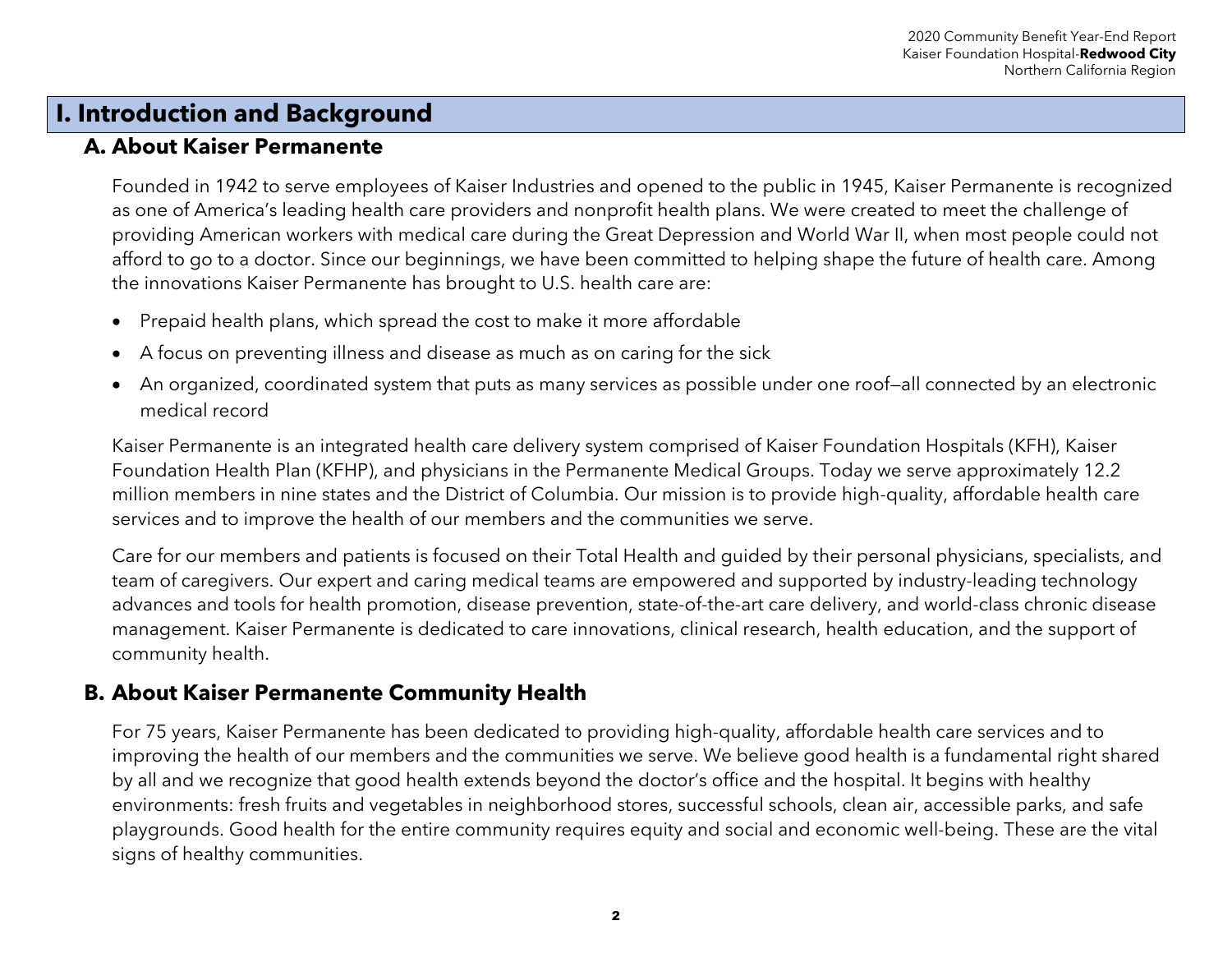# I. Introduction and Background

## A. About Kaiser Permanente

Founded in 1942 to serve employees of Kaiser Industries and opened to the public in 1945, Kaiser Permanente is recognized as one of America's leading health care providers and nonprofit health plans. We were created to meet the challenge of providing American workers with medical care during the Great Depression and World War II, when most people could not afford to go to a doctor. Since our beginnings, we have been committed to helping shape the future of health care. Among the innovations Kaiser Permanente has brought to U.S. health care are:

- Prepaid health plans, which spread the cost to make it more affordable
- A focus on preventing illness and disease as much as on caring for the sick
- An organized, coordinated system that puts as many services as possible under one roof—all connected by an electronic medical record

Kaiser Permanente is an integrated health care delivery system comprised of Kaiser Foundation Hospitals (KFH), Kaiser Foundation Health Plan (KFHP), and physicians in the Permanente Medical Groups. Today we serve approximately 12.2 million members in nine states and the District of Columbia. Our mission is to provide high-quality, affordable health care services and to improve the health of our members and the communities we serve.

Care for our members and patients is focused on their Total Health and guided by their personal physicians, specialists, and team of caregivers. Our expert and caring medical teams are empowered and supported by industry-leading technology advances and tools for health promotion, disease prevention, state-of-the-art care delivery, and world-class chronic disease management. Kaiser Permanente is dedicated to care innovations, clinical research, health education, and the support of community health.

## B. About Kaiser Permanente Community Health

For 75 years, Kaiser Permanente has been dedicated to providing high-quality, affordable health care services and to improving the health of our members and the communities we serve. We believe good health is a fundamental right shared by all and we recognize that good health extends beyond the doctor's office and the hospital. It begins with healthy environments: fresh fruits and vegetables in neighborhood stores, successful schools, clean air, accessible parks, and safe playgrounds. Good health for the entire community requires equity and social and economic well-being. These are the vital signs of healthy communities.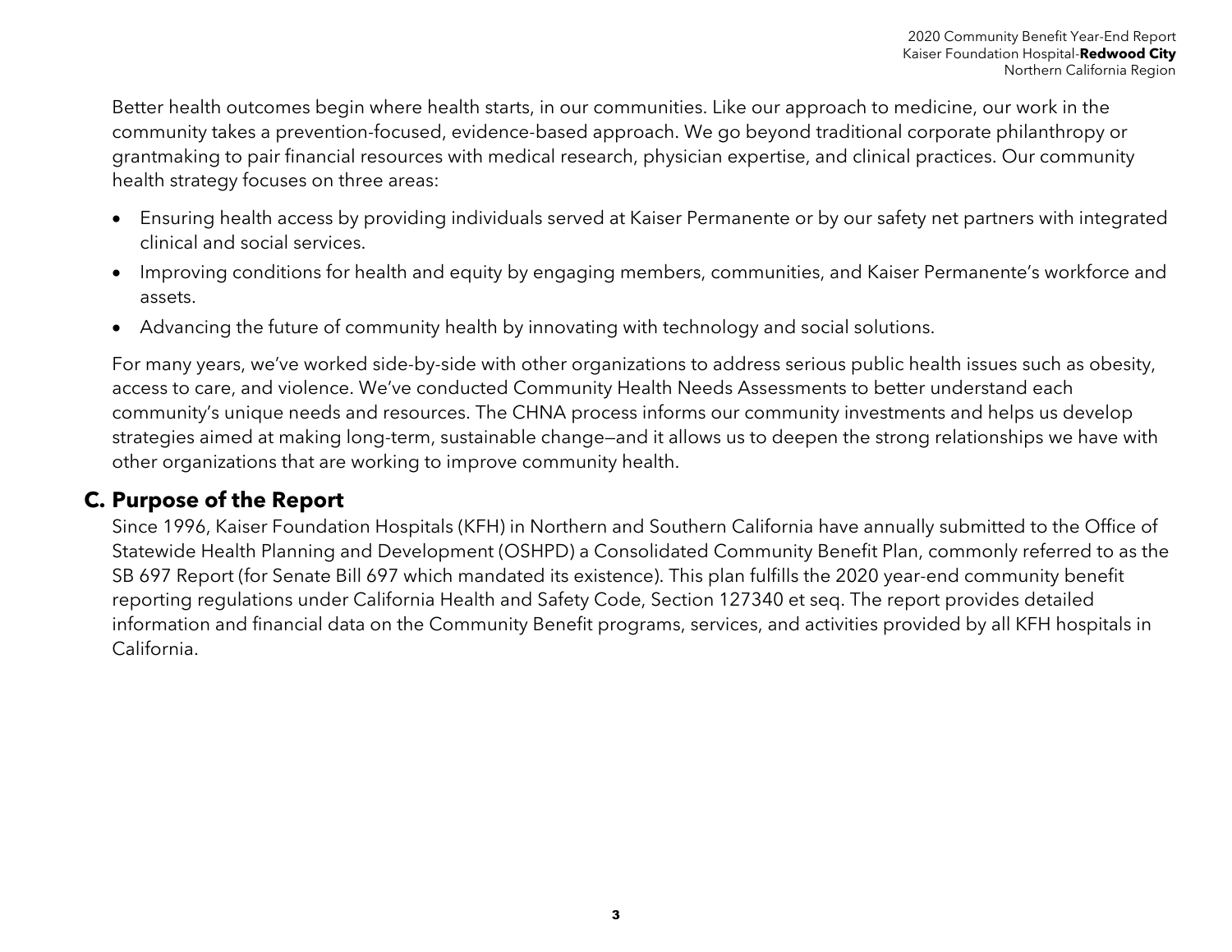Better health outcomes begin where health starts, in our communities. Like our approach to medicine, our work in the community takes a prevention-focused, evidence-based approach. We go beyond traditional corporate philanthropy or grantmaking to pair financial resources with medical research, physician expertise, and clinical practices. Our community health strategy focuses on three areas:

- Ensuring health access by providing individuals served at Kaiser Permanente or by our safety net partners with integrated clinical and social services.
- Improving conditions for health and equity by engaging members, communities, and Kaiser Permanente's workforce and assets.
- Advancing the future of community health by innovating with technology and social solutions.

For many years, we've worked side-by-side with other organizations to address serious public health issues such as obesity, access to care, and violence. We've conducted Community Health Needs Assessments to better understand each community's unique needs and resources. The CHNA process informs our community investments and helps us develop strategies aimed at making long-term, sustainable change—and it allows us to deepen the strong relationships we have with other organizations that are working to improve community health.

## C. Purpose of the Report

Since 1996, Kaiser Foundation Hospitals (KFH) in Northern and Southern California have annually submitted to the Office of Statewide Health Planning and Development (OSHPD) a Consolidated Community Benefit Plan, commonly referred to as the SB 697 Report (for Senate Bill 697 which mandated its existence). This plan fulfills the 2020 year-end community benefit reporting regulations under California Health and Safety Code, Section 127340 et seq. The report provides detailed information and financial data on the Community Benefit programs, services, and activities provided by all KFH hospitals in California.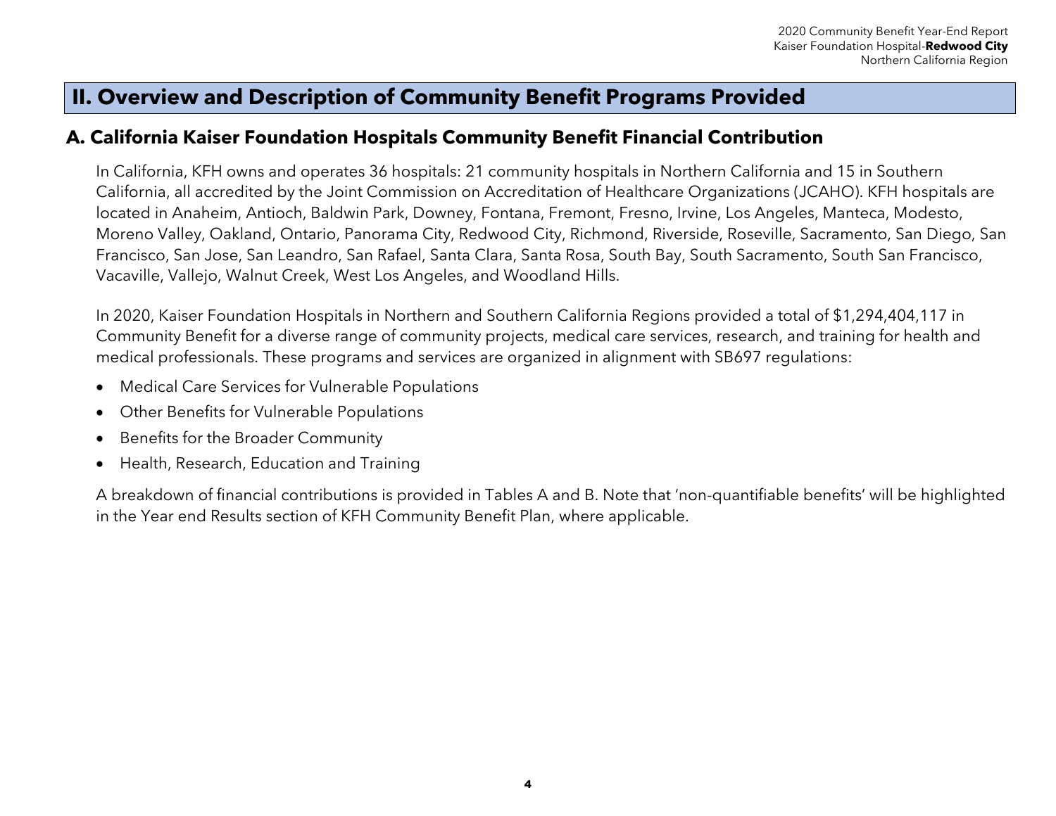## II. Overview and Description of Community Benefit Programs Provided

### A. California Kaiser Foundation Hospitals Community Benefit Financial Contribution

In California, KFH owns and operates 36 hospitals: 21 community hospitals in Northern California and 15 in Southern California, all accredited by the Joint Commission on Accreditation of Healthcare Organizations (JCAHO). KFH hospitals are located in Anaheim, Antioch, Baldwin Park, Downey, Fontana, Fremont, Fresno, Irvine, Los Angeles, Manteca, Modesto, Moreno Valley, Oakland, Ontario, Panorama City, Redwood City, Richmond, Riverside, Roseville, Sacramento, San Diego, San Francisco, San Jose, San Leandro, San Rafael, Santa Clara, Santa Rosa, South Bay, South Sacramento, South San Francisco, Vacaville, Vallejo, Walnut Creek, West Los Angeles, and Woodland Hills.

In 2020, Kaiser Foundation Hospitals in Northern and Southern California Regions provided a total of $1,294,404,117 in Community Benefit for a diverse range of community projects, medical care services, research, and training for health and medical professionals. These programs and services are organized in alignment with SB697 regulations:

- Medical Care Services for Vulnerable Populations
- Other Benefits for Vulnerable Populations
- Benefits for the Broader Community
- Health, Research, Education and Training

A breakdown of financial contributions is provided in Tables A and B. Note that 'non-quantifiable benefits' will be highlighted in the Year end Results section of KFH Community Benefit Plan, where applicable.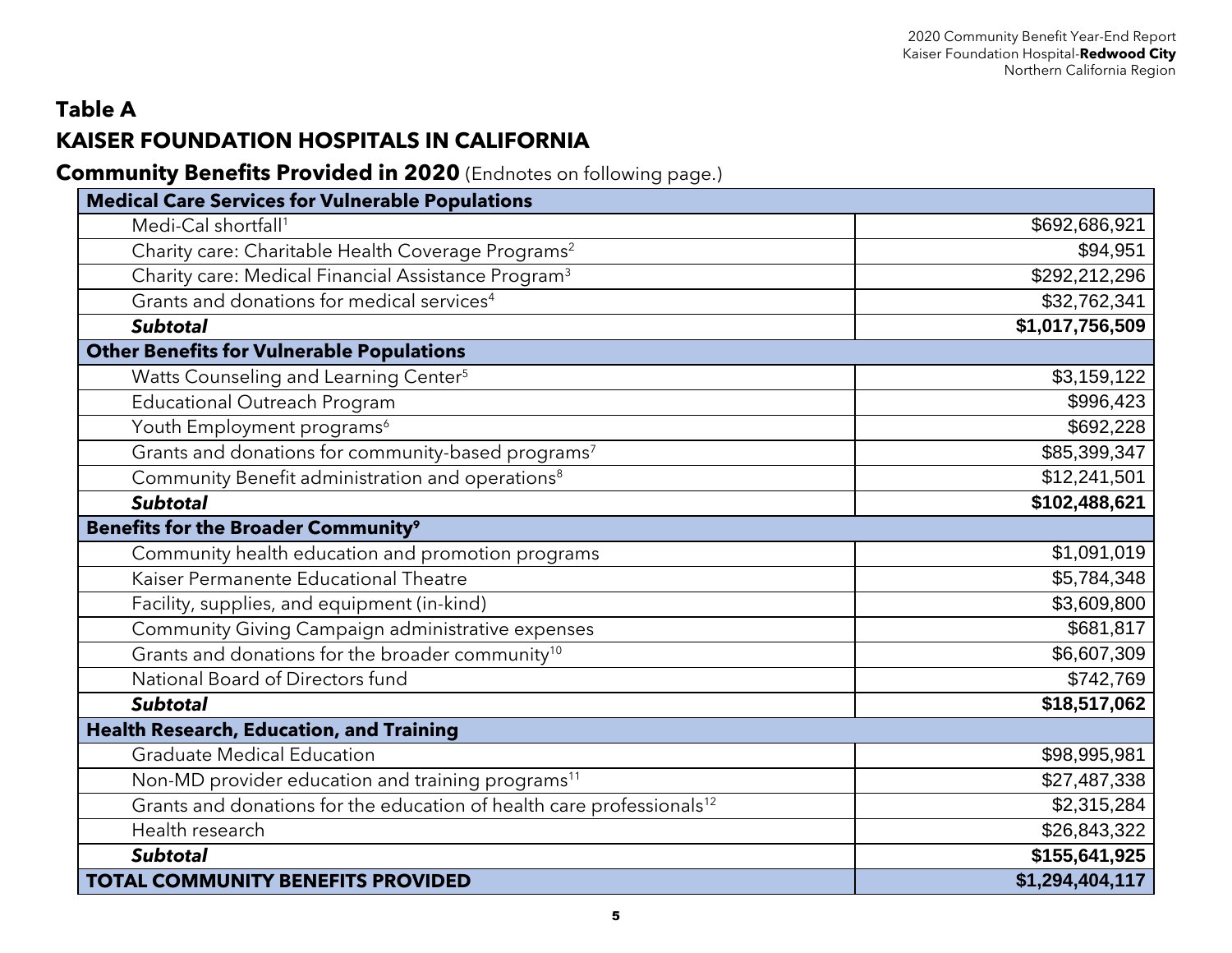## Table A

## KAISER FOUNDATION HOSPITALS IN CALIFORNIA

**Community Benefits Provided in 2020** (Endnotes on following page.)

| **Medical Care Services for Vulnerable Populations** | |
|---|---|
| Medi-Cal shortfall[1] | $692,686,921 |
| Charity care: Charitable Health Coverage Programs[2] | $94,951 |
| Charity care: Medical Financial Assistance Program[3] | $292,212,296 |
| Grants and donations for medical services[4] | $32,762,341 |
| ***Subtotal*** | **$1,017,756,509** |
| **Other Benefits for Vulnerable Populations** | |
| Watts Counseling and Learning Center[5] | $3,159,122 |
| Educational Outreach Program | $996,423 |
| Youth Employment programs[6] | $692,228 |
| Grants and donations for community-based programs[7] | $85,399,347 |
| Community Benefit administration and operations[8] | $12,241,501 |
| ***Subtotal*** | **$102,488,621** |
| **Benefits for the Broader Community[9]** | |
| Community health education and promotion programs | $1,091,019 |
| Kaiser Permanente Educational Theatre | $5,784,348 |
| Facility, supplies, and equipment (in-kind) | $3,609,800 |
| Community Giving Campaign administrative expenses | $681,817 |
| Grants and donations for the broader community[10] | $6,607,309 |
| National Board of Directors fund | $742,769 |
| ***Subtotal*** | **$18,517,062** |
| **Health Research, Education, and Training** | |
| Graduate Medical Education | $98,995,981 |
| Non-MD provider education and training programs[11] | $27,487,338 |
| Grants and donations for the education of health care professionals[12] | $2,315,284 |
| Health research | $26,843,322 |
| ***Subtotal*** | **$155,641,925** |
| **TOTAL COMMUNITY BENEFITS PROVIDED** | **$1,294,404,117** |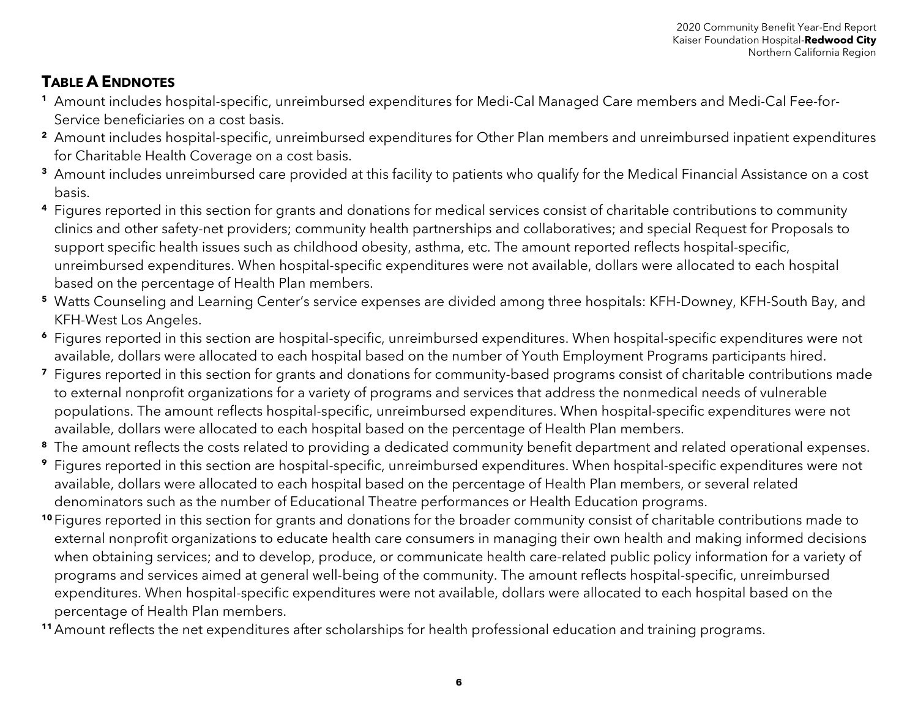## Table A Endnotes

[1] Amount includes hospital-specific, unreimbursed expenditures for Medi-Cal Managed Care members and Medi-Cal Fee-for-Service beneficiaries on a cost basis.

[2] Amount includes hospital-specific, unreimbursed expenditures for Other Plan members and unreimbursed inpatient expenditures for Charitable Health Coverage on a cost basis.

[3] Amount includes unreimbursed care provided at this facility to patients who qualify for the Medical Financial Assistance on a cost basis.

[4] Figures reported in this section for grants and donations for medical services consist of charitable contributions to community clinics and other safety-net providers; community health partnerships and collaboratives; and special Request for Proposals to support specific health issues such as childhood obesity, asthma, etc. The amount reported reflects hospital-specific, unreimbursed expenditures. When hospital-specific expenditures were not available, dollars were allocated to each hospital based on the percentage of Health Plan members.

[5] Watts Counseling and Learning Center's service expenses are divided among three hospitals: KFH-Downey, KFH-South Bay, and KFH-West Los Angeles.

[6] Figures reported in this section are hospital-specific, unreimbursed expenditures. When hospital-specific expenditures were not available, dollars were allocated to each hospital based on the number of Youth Employment Programs participants hired.

[7] Figures reported in this section for grants and donations for community-based programs consist of charitable contributions made to external nonprofit organizations for a variety of programs and services that address the nonmedical needs of vulnerable populations. The amount reflects hospital-specific, unreimbursed expenditures. When hospital-specific expenditures were not available, dollars were allocated to each hospital based on the percentage of Health Plan members.

[8] The amount reflects the costs related to providing a dedicated community benefit department and related operational expenses.

[9] Figures reported in this section are hospital-specific, unreimbursed expenditures. When hospital-specific expenditures were not available, dollars were allocated to each hospital based on the percentage of Health Plan members, or several related denominators such as the number of Educational Theatre performances or Health Education programs.

[10] Figures reported in this section for grants and donations for the broader community consist of charitable contributions made to external nonprofit organizations to educate health care consumers in managing their own health and making informed decisions when obtaining services; and to develop, produce, or communicate health care-related public policy information for a variety of programs and services aimed at general well-being of the community. The amount reflects hospital-specific, unreimbursed expenditures. When hospital-specific expenditures were not available, dollars were allocated to each hospital based on the percentage of Health Plan members.

[11] Amount reflects the net expenditures after scholarships for health professional education and training programs.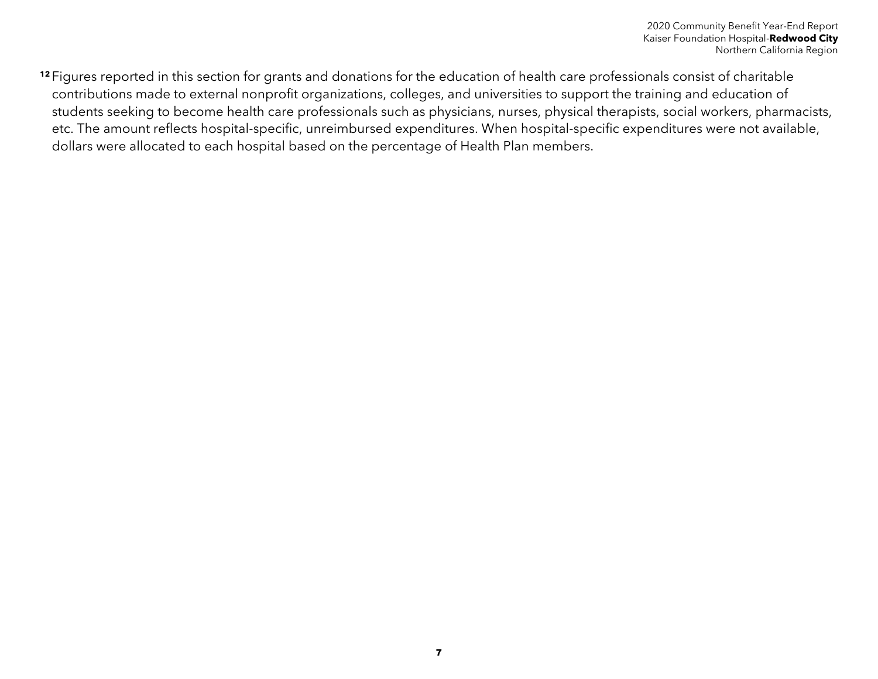[12] Figures reported in this section for grants and donations for the education of health care professionals consist of charitable contributions made to external nonprofit organizations, colleges, and universities to support the training and education of students seeking to become health care professionals such as physicians, nurses, physical therapists, social workers, pharmacists, etc. The amount reflects hospital-specific, unreimbursed expenditures. When hospital-specific expenditures were not available, dollars were allocated to each hospital based on the percentage of Health Plan members.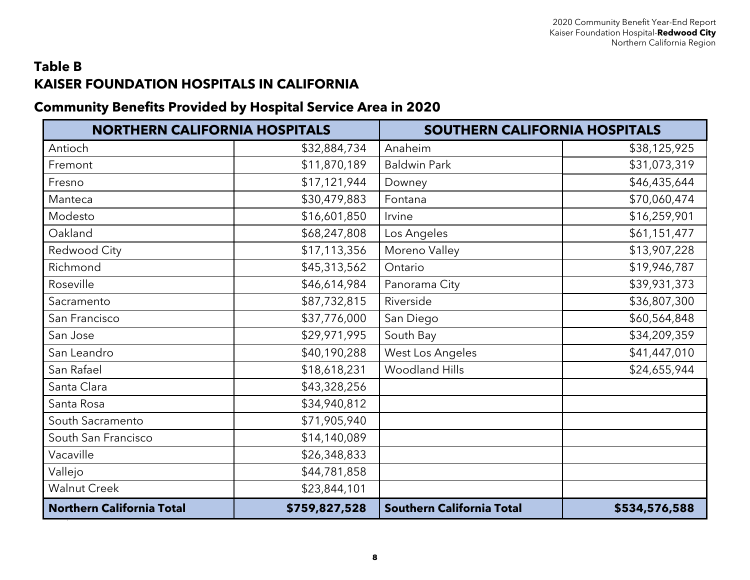## Table B
## KAISER FOUNDATION HOSPITALS IN CALIFORNIA

### Community Benefits Provided by Hospital Service Area in 2020

| NORTHERN CALIFORNIA HOSPITALS | | SOUTHERN CALIFORNIA HOSPITALS | |
|---|---|---|---|
| Antioch | $32,884,734 | Anaheim | $38,125,925 |
| Fremont | $11,870,189 | Baldwin Park | $31,073,319 |
| Fresno | $17,121,944 | Downey | $46,435,644 |
| Manteca | $30,479,883 | Fontana | $70,060,474 |
| Modesto | $16,601,850 | Irvine | $16,259,901 |
| Oakland | $68,247,808 | Los Angeles | $61,151,477 |
| Redwood City | $17,113,356 | Moreno Valley | $13,907,228 |
| Richmond | $45,313,562 | Ontario | $19,946,787 |
| Roseville | $46,614,984 | Panorama City | $39,931,373 |
| Sacramento | $87,732,815 | Riverside | $36,807,300 |
| San Francisco | $37,776,000 | San Diego | $60,564,848 |
| San Jose | $29,971,995 | South Bay | $34,209,359 |
| San Leandro | $40,190,288 | West Los Angeles | $41,447,010 |
| San Rafael | $18,618,231 | Woodland Hills | $24,655,944 |
| Santa Clara | $43,328,256 | | |
| Santa Rosa | $34,940,812 | | |
| South Sacramento | $71,905,940 | | |
| South San Francisco | $14,140,089 | | |
| Vacaville | $26,348,833 | | |
| Vallejo | $44,781,858 | | |
| Walnut Creek | $23,844,101 | | |
| **Northern California Total** | **$759,827,528** | **Southern California Total** | **$534,576,588** |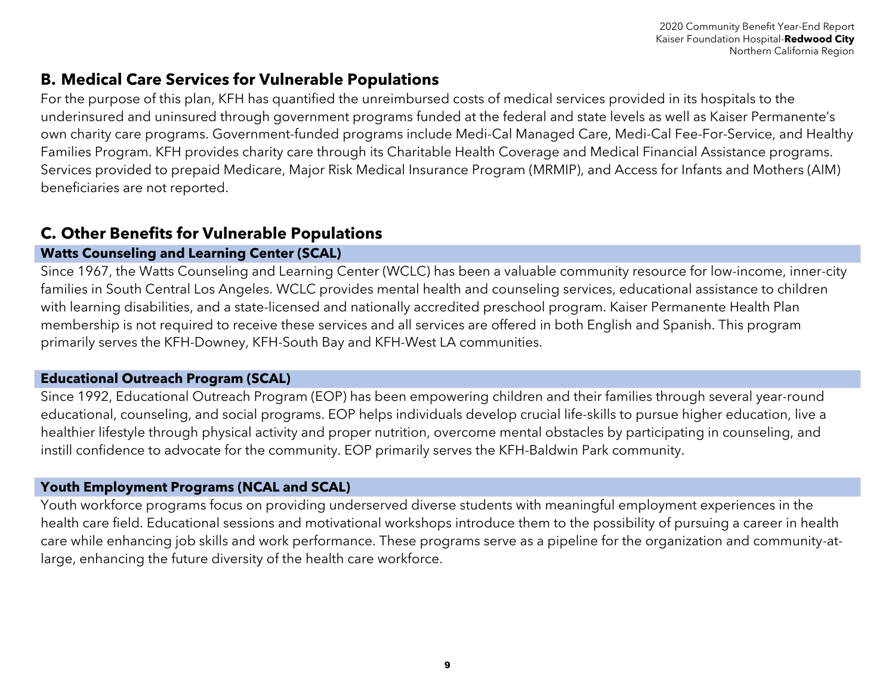## B. Medical Care Services for Vulnerable Populations

For the purpose of this plan, KFH has quantified the unreimbursed costs of medical services provided in its hospitals to the underinsured and uninsured through government programs funded at the federal and state levels as well as Kaiser Permanente's own charity care programs. Government-funded programs include Medi-Cal Managed Care, Medi-Cal Fee-For-Service, and Healthy Families Program. KFH provides charity care through its Charitable Health Coverage and Medical Financial Assistance programs. Services provided to prepaid Medicare, Major Risk Medical Insurance Program (MRMIP), and Access for Infants and Mothers (AIM) beneficiaries are not reported.

## C. Other Benefits for Vulnerable Populations

### Watts Counseling and Learning Center (SCAL)

Since 1967, the Watts Counseling and Learning Center (WCLC) has been a valuable community resource for low-income, inner-city families in South Central Los Angeles. WCLC provides mental health and counseling services, educational assistance to children with learning disabilities, and a state-licensed and nationally accredited preschool program. Kaiser Permanente Health Plan membership is not required to receive these services and all services are offered in both English and Spanish. This program primarily serves the KFH-Downey, KFH-South Bay and KFH-West LA communities.

### Educational Outreach Program (SCAL)

Since 1992, Educational Outreach Program (EOP) has been empowering children and their families through several year-round educational, counseling, and social programs. EOP helps individuals develop crucial life-skills to pursue higher education, live a healthier lifestyle through physical activity and proper nutrition, overcome mental obstacles by participating in counseling, and instill confidence to advocate for the community. EOP primarily serves the KFH-Baldwin Park community.

### Youth Employment Programs (NCAL and SCAL)

Youth workforce programs focus on providing underserved diverse students with meaningful employment experiences in the health care field. Educational sessions and motivational workshops introduce them to the possibility of pursuing a career in health care while enhancing job skills and work performance. These programs serve as a pipeline for the organization and community-at-large, enhancing the future diversity of the health care workforce.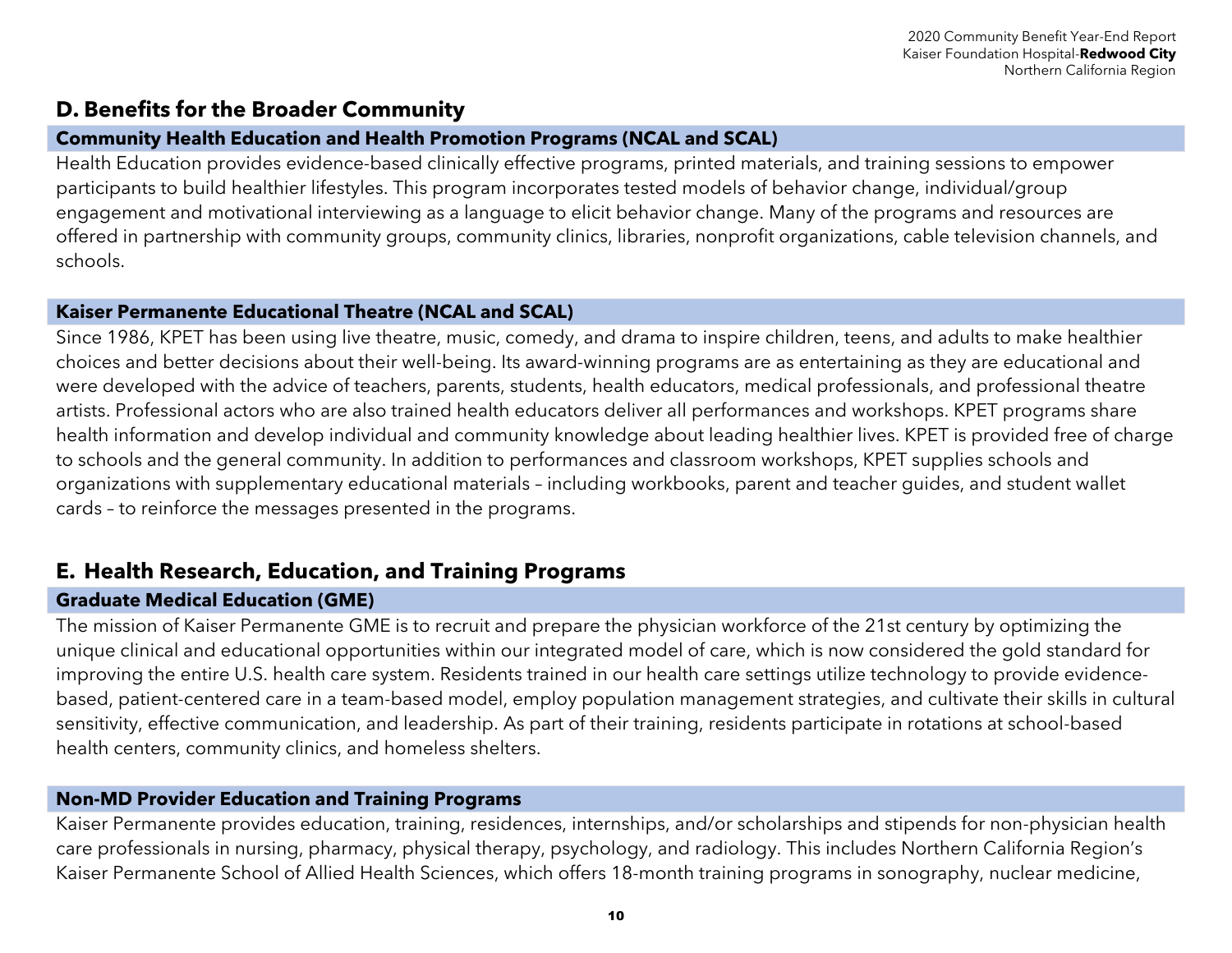## D. Benefits for the Broader Community

### Community Health Education and Health Promotion Programs (NCAL and SCAL)

Health Education provides evidence-based clinically effective programs, printed materials, and training sessions to empower participants to build healthier lifestyles. This program incorporates tested models of behavior change, individual/group engagement and motivational interviewing as a language to elicit behavior change. Many of the programs and resources are offered in partnership with community groups, community clinics, libraries, nonprofit organizations, cable television channels, and schools.

### Kaiser Permanente Educational Theatre (NCAL and SCAL)

Since 1986, KPET has been using live theatre, music, comedy, and drama to inspire children, teens, and adults to make healthier choices and better decisions about their well-being. Its award-winning programs are as entertaining as they are educational and were developed with the advice of teachers, parents, students, health educators, medical professionals, and professional theatre artists. Professional actors who are also trained health educators deliver all performances and workshops. KPET programs share health information and develop individual and community knowledge about leading healthier lives. KPET is provided free of charge to schools and the general community. In addition to performances and classroom workshops, KPET supplies schools and organizations with supplementary educational materials – including workbooks, parent and teacher guides, and student wallet cards – to reinforce the messages presented in the programs.

## E. Health Research, Education, and Training Programs

### Graduate Medical Education (GME)

The mission of Kaiser Permanente GME is to recruit and prepare the physician workforce of the 21st century by optimizing the unique clinical and educational opportunities within our integrated model of care, which is now considered the gold standard for improving the entire U.S. health care system. Residents trained in our health care settings utilize technology to provide evidence-based, patient-centered care in a team-based model, employ population management strategies, and cultivate their skills in cultural sensitivity, effective communication, and leadership. As part of their training, residents participate in rotations at school-based health centers, community clinics, and homeless shelters.

### Non-MD Provider Education and Training Programs

Kaiser Permanente provides education, training, residences, internships, and/or scholarships and stipends for non-physician health care professionals in nursing, pharmacy, physical therapy, psychology, and radiology. This includes Northern California Region's Kaiser Permanente School of Allied Health Sciences, which offers 18-month training programs in sonography, nuclear medicine,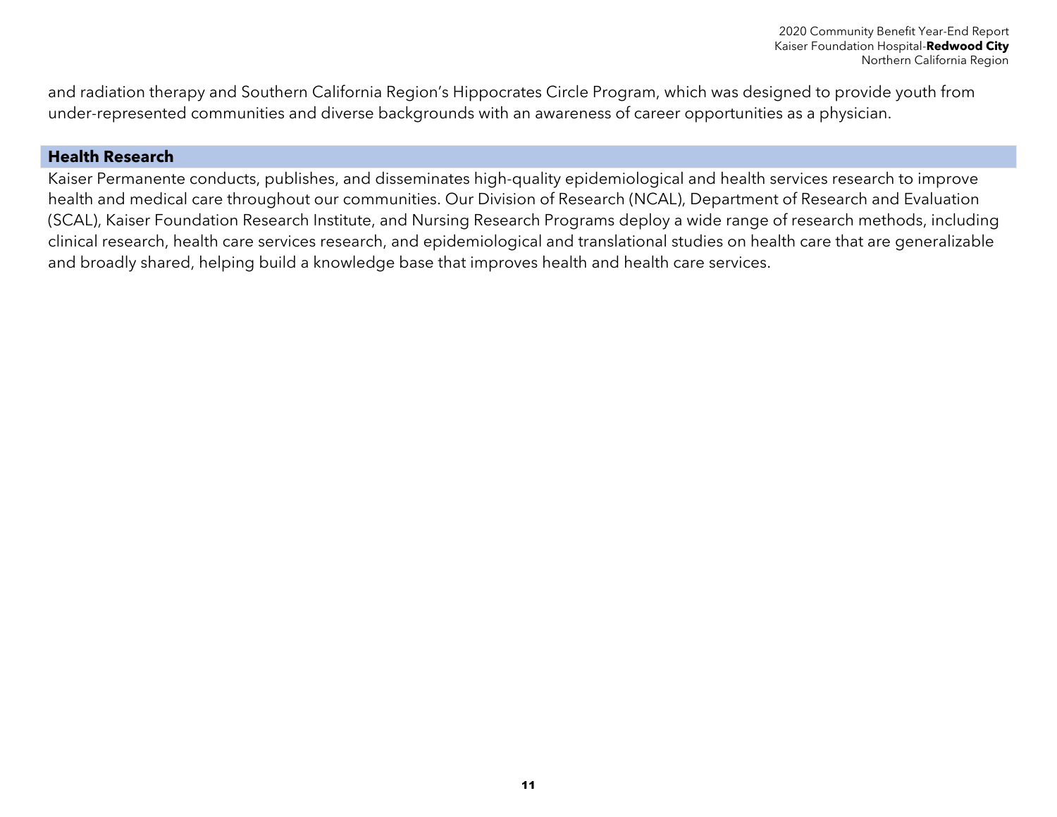and radiation therapy and Southern California Region's Hippocrates Circle Program, which was designed to provide youth from under-represented communities and diverse backgrounds with an awareness of career opportunities as a physician.

## Health Research

Kaiser Permanente conducts, publishes, and disseminates high-quality epidemiological and health services research to improve health and medical care throughout our communities. Our Division of Research (NCAL), Department of Research and Evaluation (SCAL), Kaiser Foundation Research Institute, and Nursing Research Programs deploy a wide range of research methods, including clinical research, health care services research, and epidemiological and translational studies on health care that are generalizable and broadly shared, helping build a knowledge base that improves health and health care services.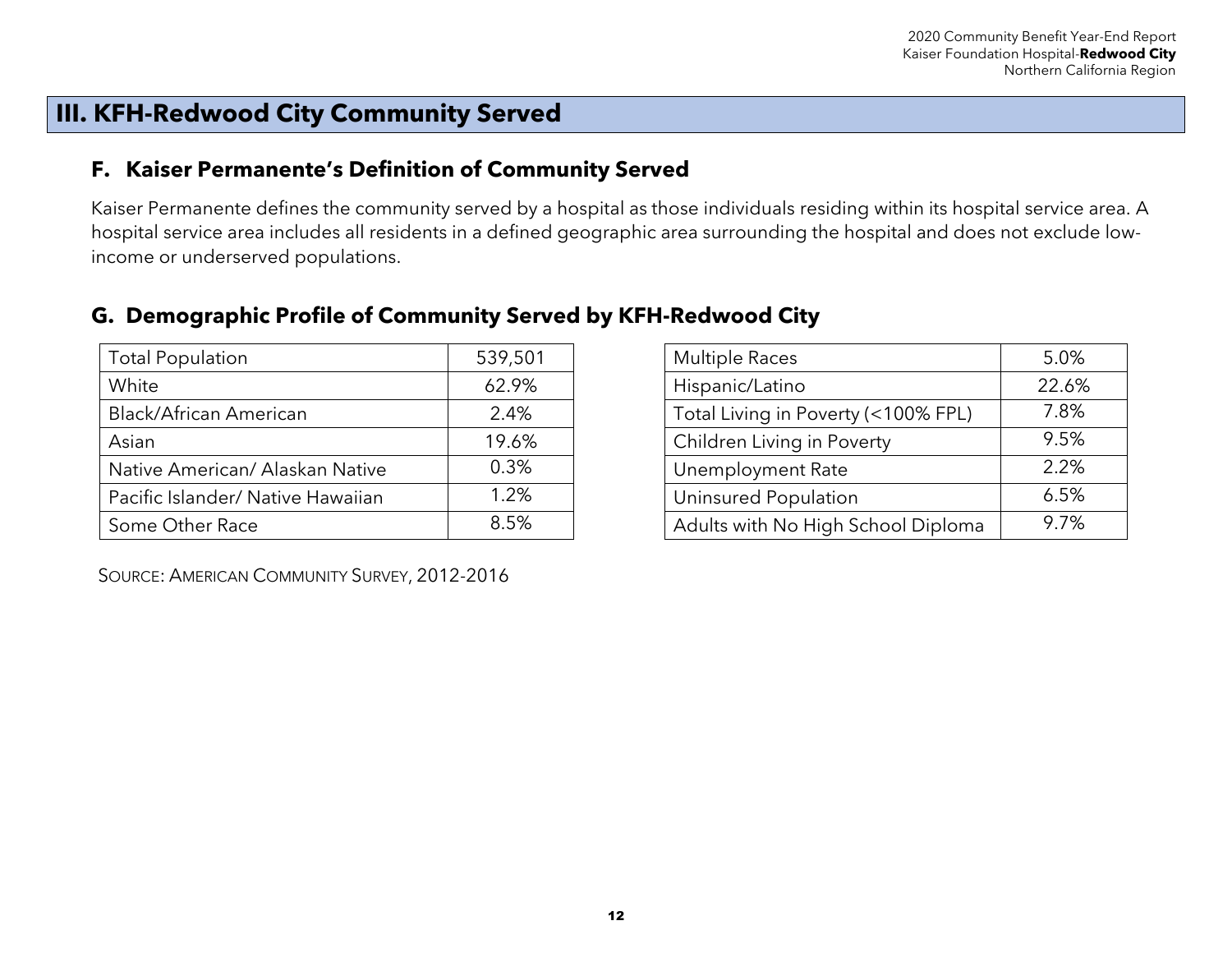# III. KFH-Redwood City Community Served

## F. Kaiser Permanente's Definition of Community Served

Kaiser Permanente defines the community served by a hospital as those individuals residing within its hospital service area. A hospital service area includes all residents in a defined geographic area surrounding the hospital and does not exclude low-income or underserved populations.

## G. Demographic Profile of Community Served by KFH-Redwood City

| Total Population | 539,501 |
|---|---|
| White | 62.9% |
| Black/African American | 2.4% |
| Asian | 19.6% |
| Native American/ Alaskan Native | 0.3% |
| Pacific Islander/ Native Hawaiian | 1.2% |
| Some Other Race | 8.5% |

| Multiple Races | 5.0% |
|---|---|
| Hispanic/Latino | 22.6% |
| Total Living in Poverty (<100% FPL) | 7.8% |
| Children Living in Poverty | 9.5% |
| Unemployment Rate | 2.2% |
| Uninsured Population | 6.5% |
| Adults with No High School Diploma | 9.7% |

SOURCE: AMERICAN COMMUNITY SURVEY, 2012-2016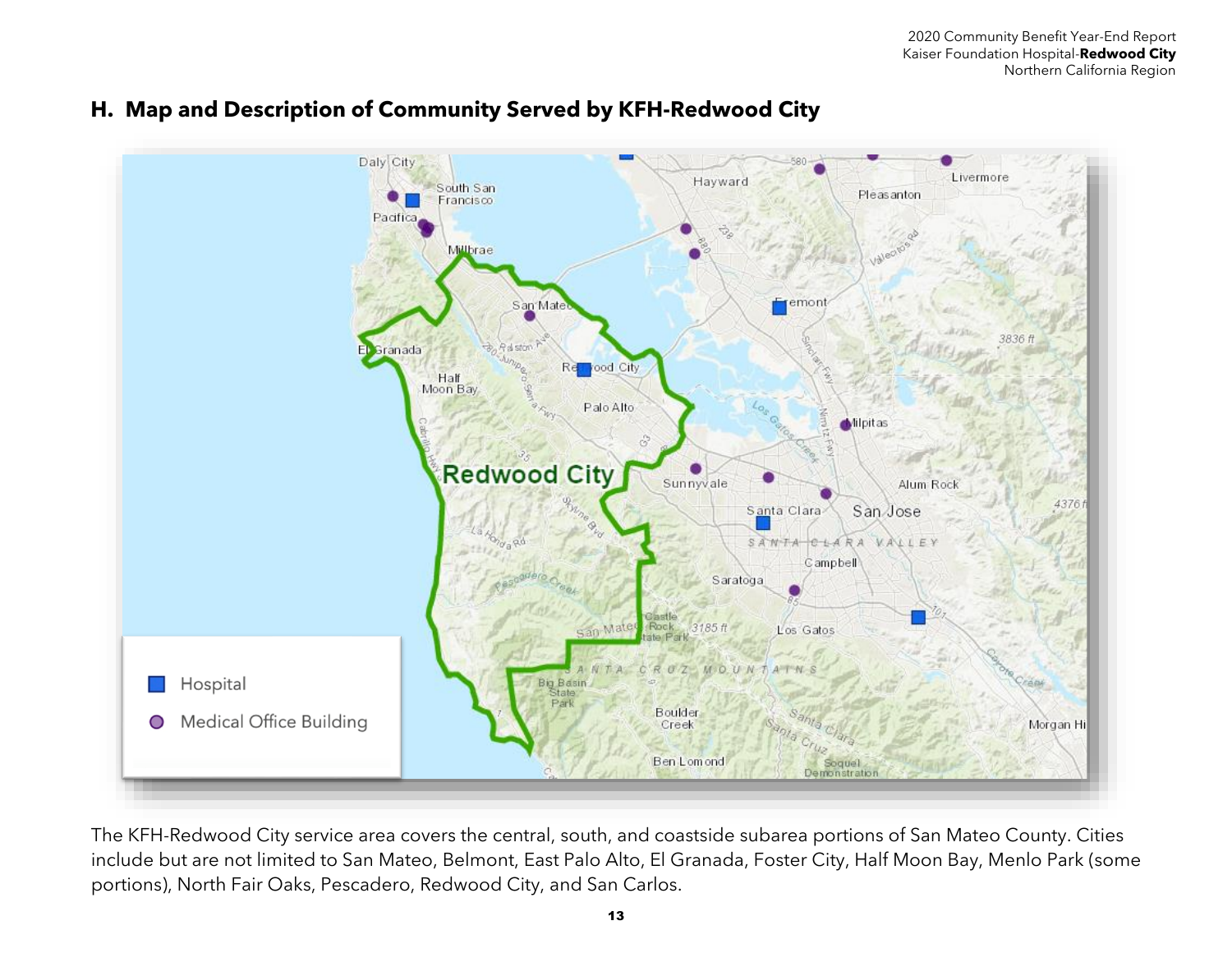## H. Map and Description of Community Served by KFH-Redwood City

The KFH-Redwood City service area covers the central, south, and coastside subarea portions of San Mateo County. Cities include but are not limited to San Mateo, Belmont, East Palo Alto, El Granada, Foster City, Half Moon Bay, Menlo Park (some portions), North Fair Oaks, Pescadero, Redwood City, and San Carlos.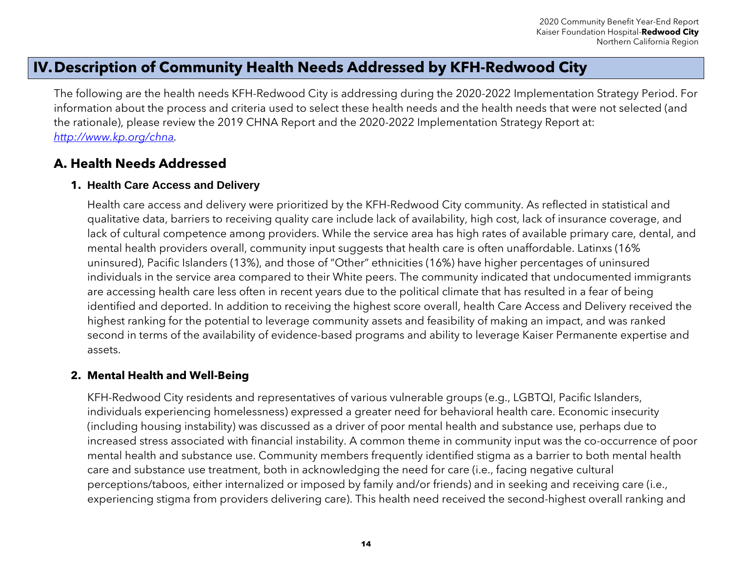# IV. Description of Community Health Needs Addressed by KFH-Redwood City

The following are the health needs KFH-Redwood City is addressing during the 2020-2022 Implementation Strategy Period. For information about the process and criteria used to select these health needs and the health needs that were not selected (and the rationale), please review the 2019 CHNA Report and the 2020-2022 Implementation Strategy Report at: *http://www.kp.org/chna*.

## A. Health Needs Addressed

### 1. Health Care Access and Delivery

Health care access and delivery were prioritized by the KFH-Redwood City community. As reflected in statistical and qualitative data, barriers to receiving quality care include lack of availability, high cost, lack of insurance coverage, and lack of cultural competence among providers. While the service area has high rates of available primary care, dental, and mental health providers overall, community input suggests that health care is often unaffordable. Latinxs (16% uninsured), Pacific Islanders (13%), and those of "Other" ethnicities (16%) have higher percentages of uninsured individuals in the service area compared to their White peers. The community indicated that undocumented immigrants are accessing health care less often in recent years due to the political climate that has resulted in a fear of being identified and deported. In addition to receiving the highest score overall, health Care Access and Delivery received the highest ranking for the potential to leverage community assets and feasibility of making an impact, and was ranked second in terms of the availability of evidence-based programs and ability to leverage Kaiser Permanente expertise and assets.

### 2. Mental Health and Well-Being

KFH-Redwood City residents and representatives of various vulnerable groups (e.g., LGBTQI, Pacific Islanders, individuals experiencing homelessness) expressed a greater need for behavioral health care. Economic insecurity (including housing instability) was discussed as a driver of poor mental health and substance use, perhaps due to increased stress associated with financial instability. A common theme in community input was the co-occurrence of poor mental health and substance use. Community members frequently identified stigma as a barrier to both mental health care and substance use treatment, both in acknowledging the need for care (i.e., facing negative cultural perceptions/taboos, either internalized or imposed by family and/or friends) and in seeking and receiving care (i.e., experiencing stigma from providers delivering care). This health need received the second-highest overall ranking and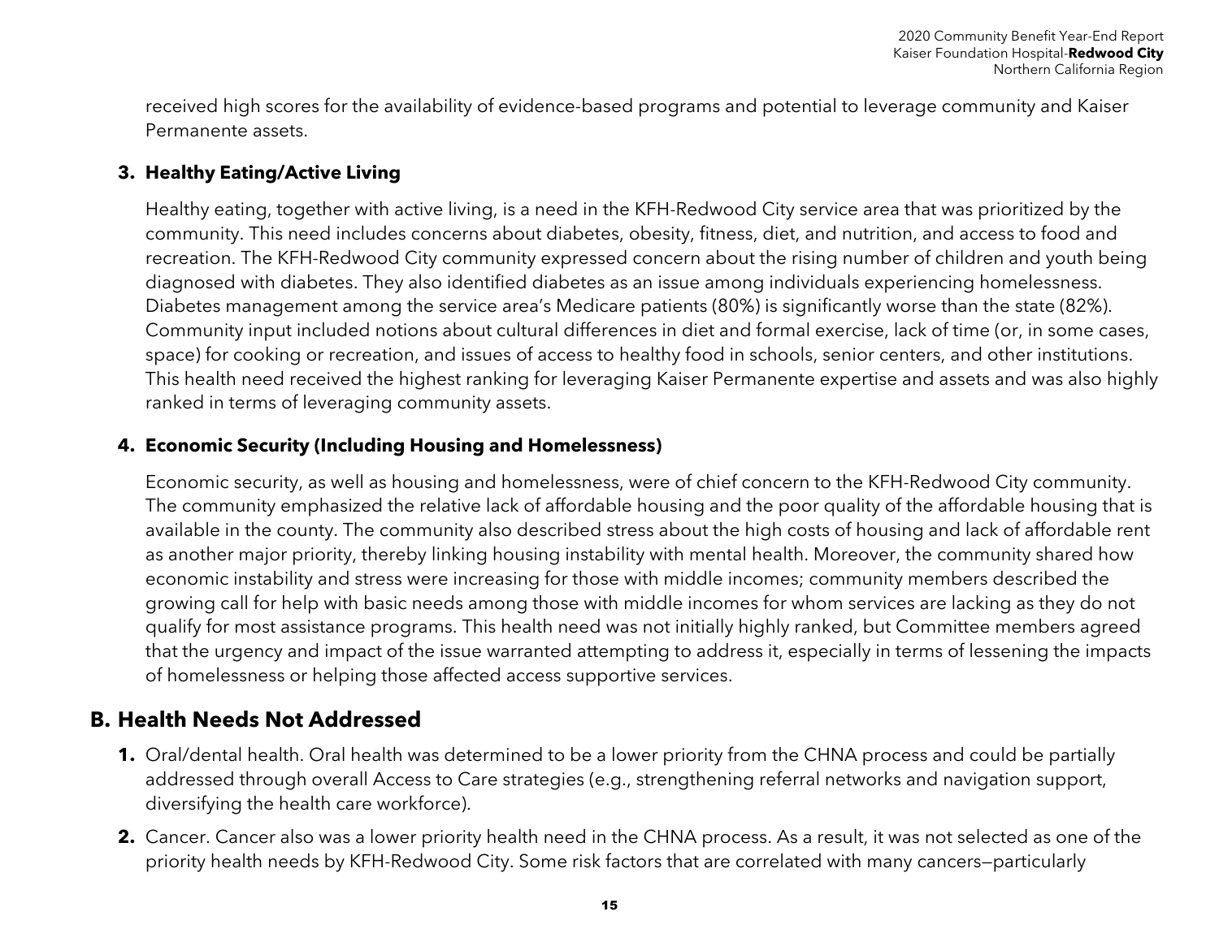received high scores for the availability of evidence-based programs and potential to leverage community and Kaiser Permanente assets.

### 3. Healthy Eating/Active Living

Healthy eating, together with active living, is a need in the KFH-Redwood City service area that was prioritized by the community. This need includes concerns about diabetes, obesity, fitness, diet, and nutrition, and access to food and recreation. The KFH-Redwood City community expressed concern about the rising number of children and youth being diagnosed with diabetes. They also identified diabetes as an issue among individuals experiencing homelessness. Diabetes management among the service area's Medicare patients (80%) is significantly worse than the state (82%). Community input included notions about cultural differences in diet and formal exercise, lack of time (or, in some cases, space) for cooking or recreation, and issues of access to healthy food in schools, senior centers, and other institutions. This health need received the highest ranking for leveraging Kaiser Permanente expertise and assets and was also highly ranked in terms of leveraging community assets.

### 4. Economic Security (Including Housing and Homelessness)

Economic security, as well as housing and homelessness, were of chief concern to the KFH-Redwood City community. The community emphasized the relative lack of affordable housing and the poor quality of the affordable housing that is available in the county. The community also described stress about the high costs of housing and lack of affordable rent as another major priority, thereby linking housing instability with mental health. Moreover, the community shared how economic instability and stress were increasing for those with middle incomes; community members described the growing call for help with basic needs among those with middle incomes for whom services are lacking as they do not qualify for most assistance programs. This health need was not initially highly ranked, but Committee members agreed that the urgency and impact of the issue warranted attempting to address it, especially in terms of lessening the impacts of homelessness or helping those affected access supportive services.

## B. Health Needs Not Addressed

1. Oral/dental health. Oral health was determined to be a lower priority from the CHNA process and could be partially addressed through overall Access to Care strategies (e.g., strengthening referral networks and navigation support, diversifying the health care workforce).
2. Cancer. Cancer also was a lower priority health need in the CHNA process. As a result, it was not selected as one of the priority health needs by KFH-Redwood City. Some risk factors that are correlated with many cancers—particularly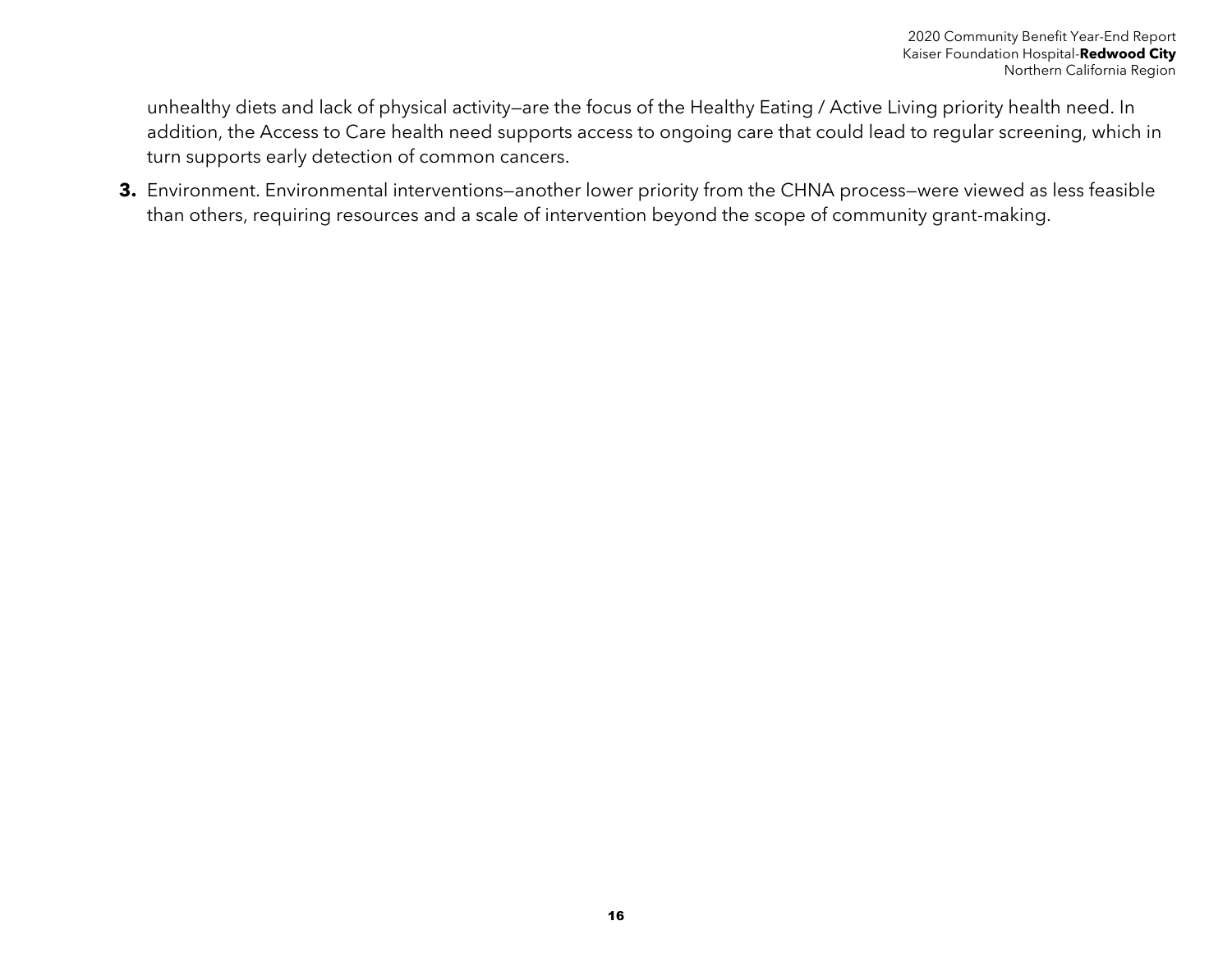unhealthy diets and lack of physical activity—are the focus of the Healthy Eating / Active Living priority health need. In addition, the Access to Care health need supports access to ongoing care that could lead to regular screening, which in turn supports early detection of common cancers.

3. Environment. Environmental interventions—another lower priority from the CHNA process—were viewed as less feasible than others, requiring resources and a scale of intervention beyond the scope of community grant-making.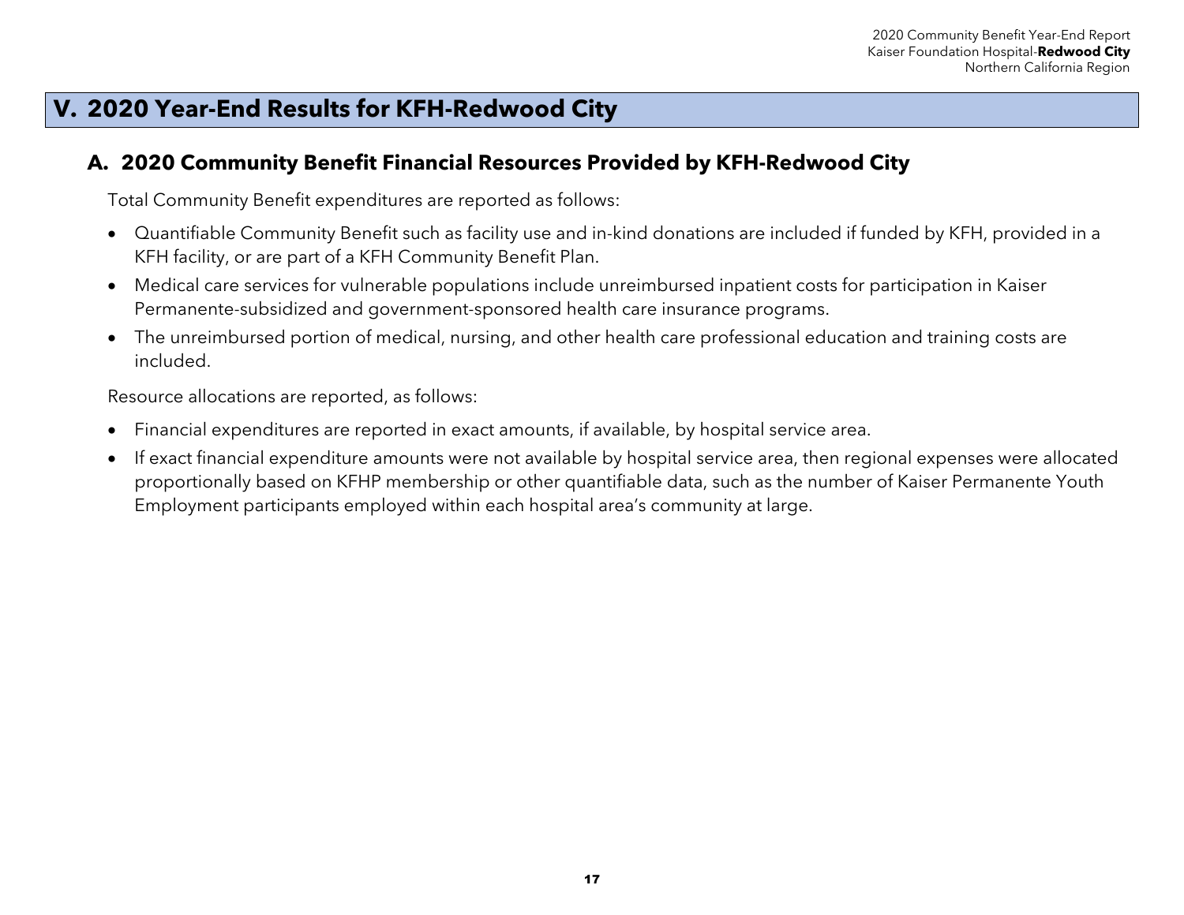# V. 2020 Year-End Results for KFH-Redwood City

## A. 2020 Community Benefit Financial Resources Provided by KFH-Redwood City

Total Community Benefit expenditures are reported as follows:

- Quantifiable Community Benefit such as facility use and in-kind donations are included if funded by KFH, provided in a KFH facility, or are part of a KFH Community Benefit Plan.
- Medical care services for vulnerable populations include unreimbursed inpatient costs for participation in Kaiser Permanente-subsidized and government-sponsored health care insurance programs.
- The unreimbursed portion of medical, nursing, and other health care professional education and training costs are included.

Resource allocations are reported, as follows:

- Financial expenditures are reported in exact amounts, if available, by hospital service area.
- If exact financial expenditure amounts were not available by hospital service area, then regional expenses were allocated proportionally based on KFHP membership or other quantifiable data, such as the number of Kaiser Permanente Youth Employment participants employed within each hospital area's community at large.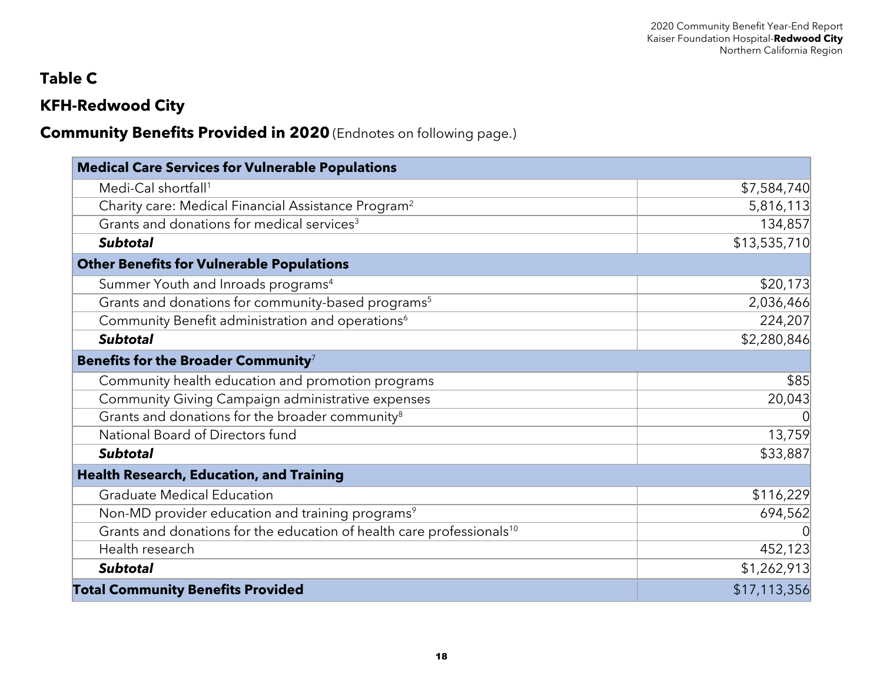## Table C

## KFH-Redwood City

## Community Benefits Provided in 2020 (Endnotes on following page.)

| **Medical Care Services for Vulnerable Populations** | |
|---|---|
| Medi-Cal shortfall[1] | $7,584,740 |
| Charity care: Medical Financial Assistance Program[2] | 5,816,113 |
| Grants and donations for medical services[3] | 134,857 |
| ***Subtotal*** | $13,535,710 |
| **Other Benefits for Vulnerable Populations** | |
| Summer Youth and Inroads programs[4] | $20,173 |
| Grants and donations for community-based programs[5] | 2,036,466 |
| Community Benefit administration and operations[6] | 224,207 |
| ***Subtotal*** | $2,280,846 |
| **Benefits for the Broader Community**[7] | |
| Community health education and promotion programs | $85 |
| Community Giving Campaign administrative expenses | 20,043 |
| Grants and donations for the broader community[8] | 0 |
| National Board of Directors fund | 13,759 |
| ***Subtotal*** | $33,887 |
| **Health Research, Education, and Training** | |
| Graduate Medical Education | $116,229 |
| Non-MD provider education and training programs[9] | 694,562 |
| Grants and donations for the education of health care professionals[10] | 0 |
| Health research | 452,123 |
| ***Subtotal*** | $1,262,913 |
| **Total Community Benefits Provided** | $17,113,356 |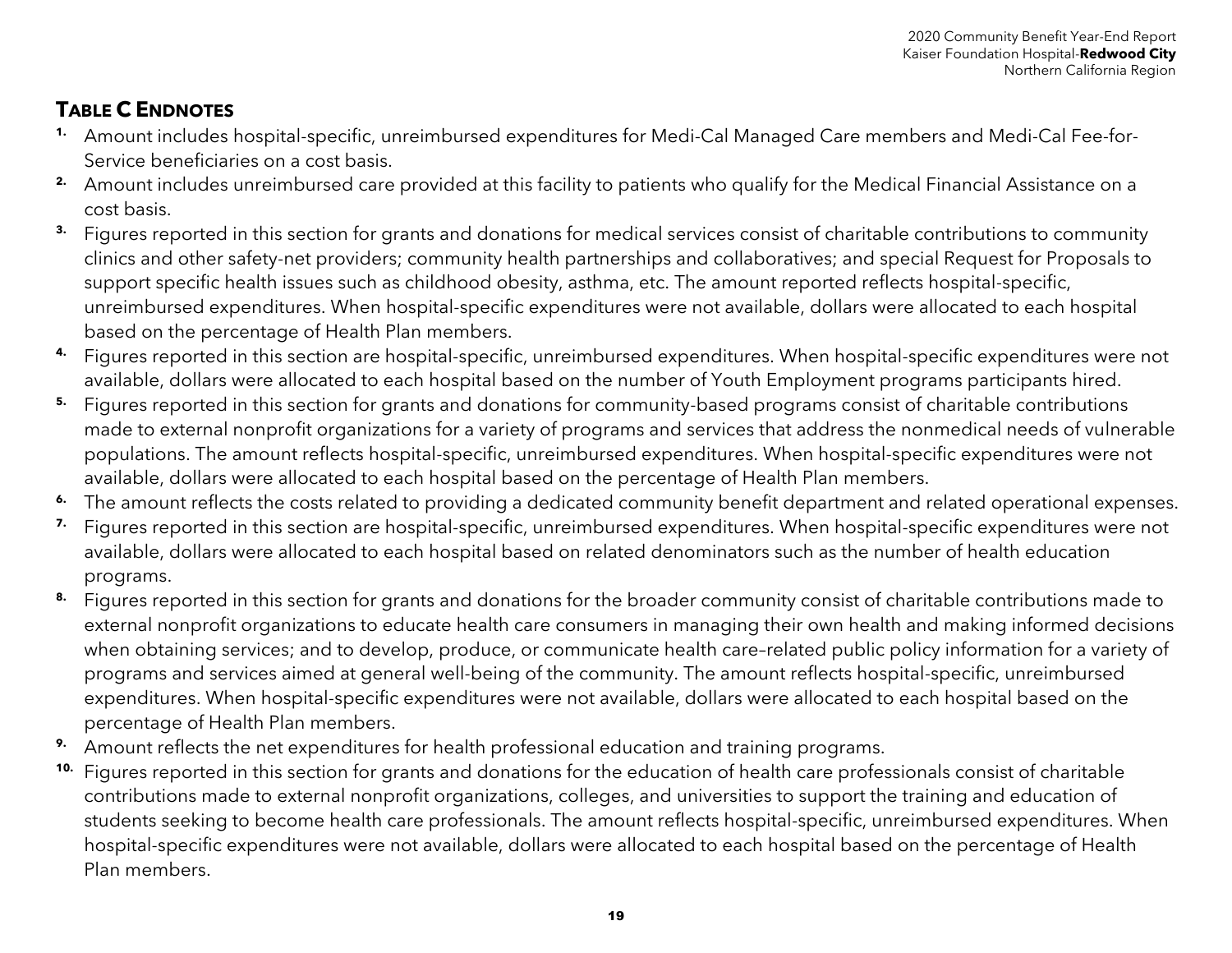## TABLE C ENDNOTES

1. Amount includes hospital-specific, unreimbursed expenditures for Medi-Cal Managed Care members and Medi-Cal Fee-for-Service beneficiaries on a cost basis.
2. Amount includes unreimbursed care provided at this facility to patients who qualify for the Medical Financial Assistance on a cost basis.
3. Figures reported in this section for grants and donations for medical services consist of charitable contributions to community clinics and other safety-net providers; community health partnerships and collaboratives; and special Request for Proposals to support specific health issues such as childhood obesity, asthma, etc. The amount reported reflects hospital-specific, unreimbursed expenditures. When hospital-specific expenditures were not available, dollars were allocated to each hospital based on the percentage of Health Plan members.
4. Figures reported in this section are hospital-specific, unreimbursed expenditures. When hospital-specific expenditures were not available, dollars were allocated to each hospital based on the number of Youth Employment programs participants hired.
5. Figures reported in this section for grants and donations for community-based programs consist of charitable contributions made to external nonprofit organizations for a variety of programs and services that address the nonmedical needs of vulnerable populations. The amount reflects hospital-specific, unreimbursed expenditures. When hospital-specific expenditures were not available, dollars were allocated to each hospital based on the percentage of Health Plan members.
6. The amount reflects the costs related to providing a dedicated community benefit department and related operational expenses.
7. Figures reported in this section are hospital-specific, unreimbursed expenditures. When hospital-specific expenditures were not available, dollars were allocated to each hospital based on related denominators such as the number of health education programs.
8. Figures reported in this section for grants and donations for the broader community consist of charitable contributions made to external nonprofit organizations to educate health care consumers in managing their own health and making informed decisions when obtaining services; and to develop, produce, or communicate health care–related public policy information for a variety of programs and services aimed at general well-being of the community. The amount reflects hospital-specific, unreimbursed expenditures. When hospital-specific expenditures were not available, dollars were allocated to each hospital based on the percentage of Health Plan members.
9. Amount reflects the net expenditures for health professional education and training programs.
10. Figures reported in this section for grants and donations for the education of health care professionals consist of charitable contributions made to external nonprofit organizations, colleges, and universities to support the training and education of students seeking to become health care professionals. The amount reflects hospital-specific, unreimbursed expenditures. When hospital-specific expenditures were not available, dollars were allocated to each hospital based on the percentage of Health Plan members.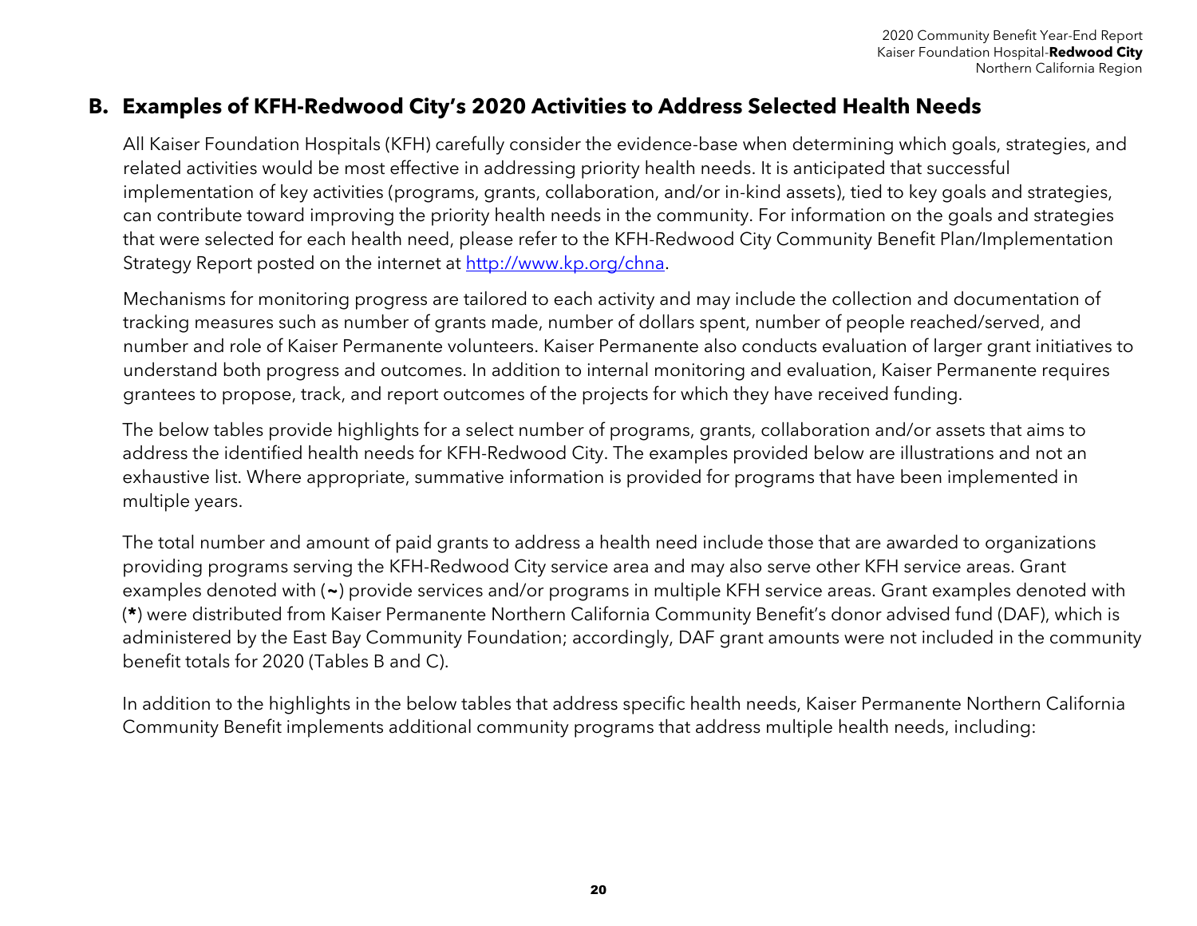## B. Examples of KFH-Redwood City's 2020 Activities to Address Selected Health Needs

All Kaiser Foundation Hospitals (KFH) carefully consider the evidence-base when determining which goals, strategies, and related activities would be most effective in addressing priority health needs. It is anticipated that successful implementation of key activities (programs, grants, collaboration, and/or in-kind assets), tied to key goals and strategies, can contribute toward improving the priority health needs in the community. For information on the goals and strategies that were selected for each health need, please refer to the KFH-Redwood City Community Benefit Plan/Implementation Strategy Report posted on the internet at [http://www.kp.org/chna](http://www.kp.org/chna).

Mechanisms for monitoring progress are tailored to each activity and may include the collection and documentation of tracking measures such as number of grants made, number of dollars spent, number of people reached/served, and number and role of Kaiser Permanente volunteers. Kaiser Permanente also conducts evaluation of larger grant initiatives to understand both progress and outcomes. In addition to internal monitoring and evaluation, Kaiser Permanente requires grantees to propose, track, and report outcomes of the projects for which they have received funding.

The below tables provide highlights for a select number of programs, grants, collaboration and/or assets that aims to address the identified health needs for KFH-Redwood City. The examples provided below are illustrations and not an exhaustive list. Where appropriate, summative information is provided for programs that have been implemented in multiple years.

The total number and amount of paid grants to address a health need include those that are awarded to organizations providing programs serving the KFH-Redwood City service area and may also serve other KFH service areas. Grant examples denoted with (**~**) provide services and/or programs in multiple KFH service areas. Grant examples denoted with (**\***) were distributed from Kaiser Permanente Northern California Community Benefit's donor advised fund (DAF), which is administered by the East Bay Community Foundation; accordingly, DAF grant amounts were not included in the community benefit totals for 2020 (Tables B and C).

In addition to the highlights in the below tables that address specific health needs, Kaiser Permanente Northern California Community Benefit implements additional community programs that address multiple health needs, including: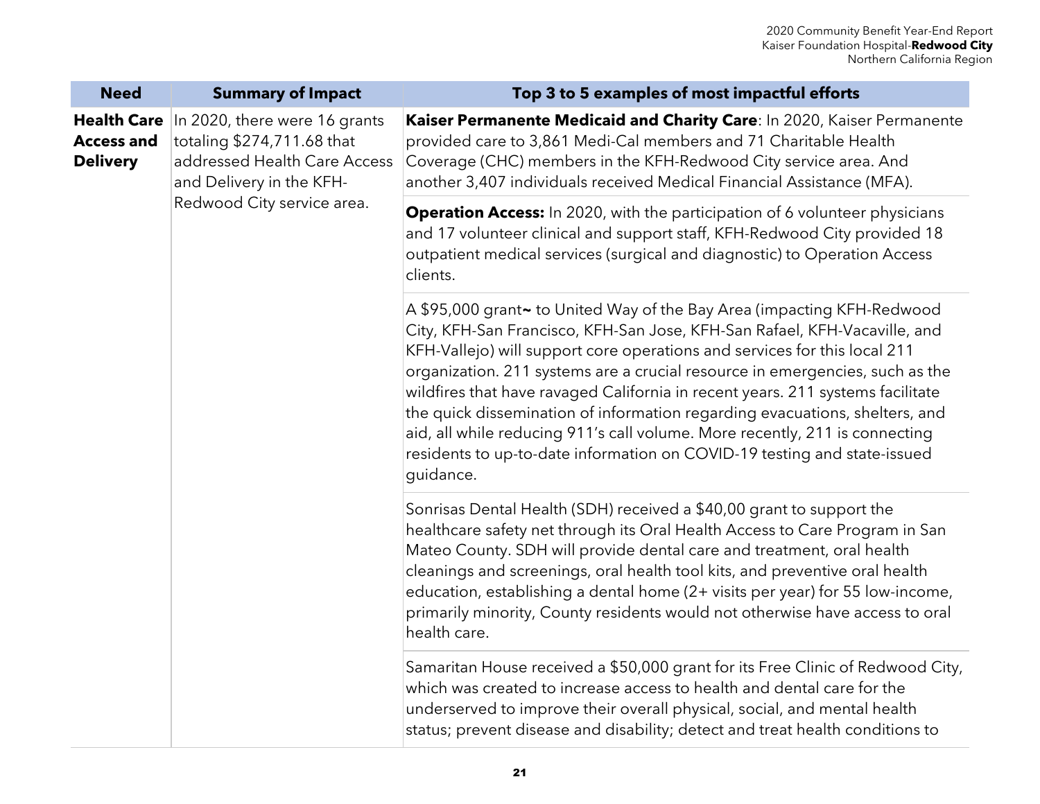| Need | Summary of Impact | Top 3 to 5 examples of most impactful efforts |
|---|---|---|
| **Health Care Access and Delivery** | In 2020, there were 16 grants totaling $274,711.68 that addressed Health Care Access and Delivery in the KFH-Redwood City service area. | **Kaiser Permanente Medicaid and Charity Care**: In 2020, Kaiser Permanente provided care to 3,861 Medi-Cal members and 71 Charitable Health Coverage (CHC) members in the KFH-Redwood City service area. And another 3,407 individuals received Medical Financial Assistance (MFA). |
| | | **Operation Access:** In 2020, with the participation of 6 volunteer physicians and 17 volunteer clinical and support staff, KFH-Redwood City provided 18 outpatient medical services (surgical and diagnostic) to Operation Access clients. |
| | | A $95,000 grant~ to United Way of the Bay Area (impacting KFH-Redwood City, KFH-San Francisco, KFH-San Jose, KFH-San Rafael, KFH-Vacaville, and KFH-Vallejo) will support core operations and services for this local 211 organization. 211 systems are a crucial resource in emergencies, such as the wildfires that have ravaged California in recent years. 211 systems facilitate the quick dissemination of information regarding evacuations, shelters, and aid, all while reducing 911's call volume. More recently, 211 is connecting residents to up-to-date information on COVID-19 testing and state-issued guidance. |
| | | Sonrisas Dental Health (SDH) received a $40,00 grant to support the healthcare safety net through its Oral Health Access to Care Program in San Mateo County. SDH will provide dental care and treatment, oral health cleanings and screenings, oral health tool kits, and preventive oral health education, establishing a dental home (2+ visits per year) for 55 low-income, primarily minority, County residents would not otherwise have access to oral health care. |
| | | Samaritan House received a $50,000 grant for its Free Clinic of Redwood City, which was created to increase access to health and dental care for the underserved to improve their overall physical, social, and mental health status; prevent disease and disability; detect and treat health conditions to |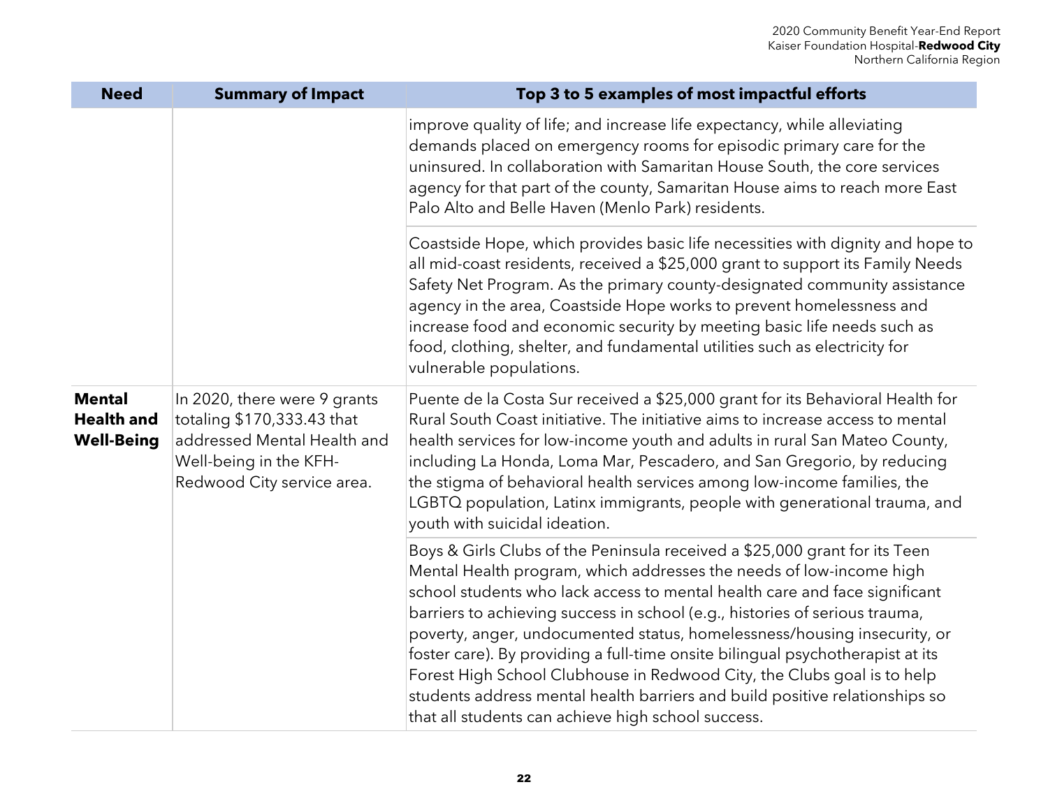| Need | Summary of Impact | Top 3 to 5 examples of most impactful efforts |
|---|---|---|
| | | improve quality of life; and increase life expectancy, while alleviating demands placed on emergency rooms for episodic primary care for the uninsured. In collaboration with Samaritan House South, the core services agency for that part of the county, Samaritan House aims to reach more East Palo Alto and Belle Haven (Menlo Park) residents. |
| | | Coastside Hope, which provides basic life necessities with dignity and hope to all mid-coast residents, received a $25,000 grant to support its Family Needs Safety Net Program. As the primary county-designated community assistance agency in the area, Coastside Hope works to prevent homelessness and increase food and economic security by meeting basic life needs such as food, clothing, shelter, and fundamental utilities such as electricity for vulnerable populations. |
| **Mental Health and Well-Being** | In 2020, there were 9 grants totaling $170,333.43 that addressed Mental Health and Well-being in the KFH-Redwood City service area. | Puente de la Costa Sur received a $25,000 grant for its Behavioral Health for Rural South Coast initiative. The initiative aims to increase access to mental health services for low-income youth and adults in rural San Mateo County, including La Honda, Loma Mar, Pescadero, and San Gregorio, by reducing the stigma of behavioral health services among low-income families, the LGBTQ population, Latinx immigrants, people with generational trauma, and youth with suicidal ideation. |
| | | Boys & Girls Clubs of the Peninsula received a $25,000 grant for its Teen Mental Health program, which addresses the needs of low-income high school students who lack access to mental health care and face significant barriers to achieving success in school (e.g., histories of serious trauma, poverty, anger, undocumented status, homelessness/housing insecurity, or foster care). By providing a full-time onsite bilingual psychotherapist at its Forest High School Clubhouse in Redwood City, the Clubs goal is to help students address mental health barriers and build positive relationships so that all students can achieve high school success. |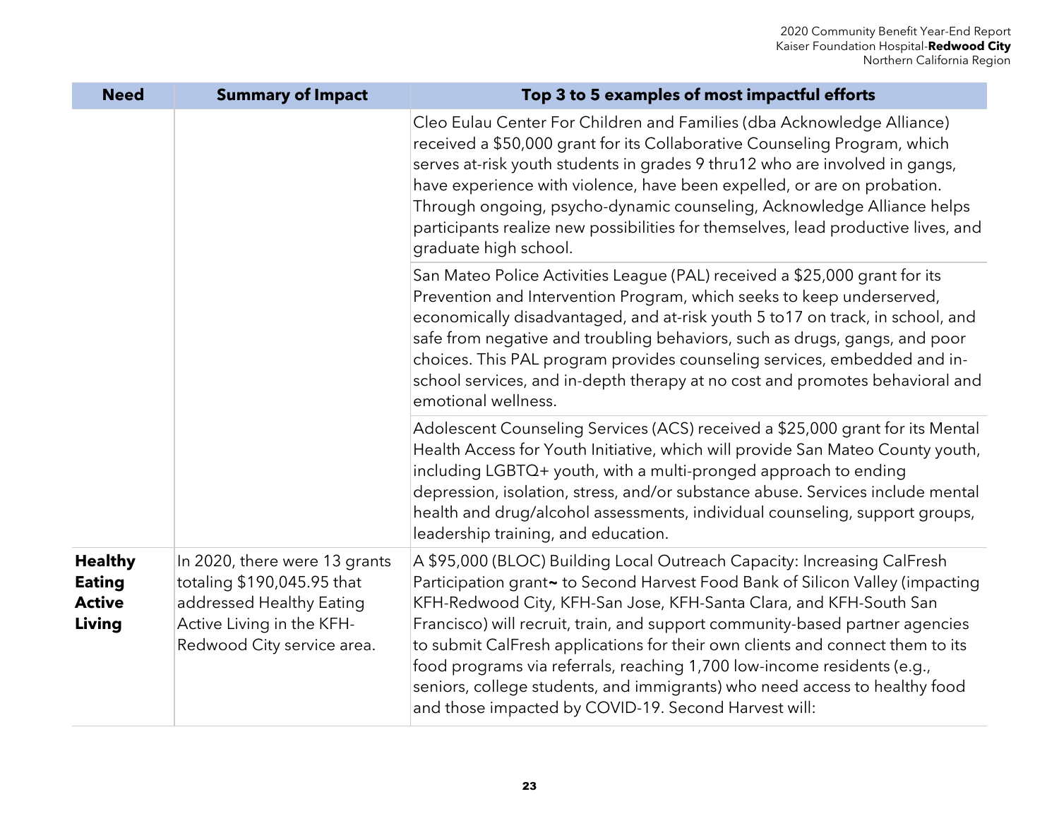| Need | Summary of Impact | Top 3 to 5 examples of most impactful efforts |
|---|---|---|
| | | Cleo Eulau Center For Children and Families (dba Acknowledge Alliance) received a $50,000 grant for its Collaborative Counseling Program, which serves at-risk youth students in grades 9 thru12 who are involved in gangs, have experience with violence, have been expelled, or are on probation. Through ongoing, psycho-dynamic counseling, Acknowledge Alliance helps participants realize new possibilities for themselves, lead productive lives, and graduate high school. |
| | | San Mateo Police Activities League (PAL) received a $25,000 grant for its Prevention and Intervention Program, which seeks to keep underserved, economically disadvantaged, and at-risk youth 5 to17 on track, in school, and safe from negative and troubling behaviors, such as drugs, gangs, and poor choices. This PAL program provides counseling services, embedded and in-school services, and in-depth therapy at no cost and promotes behavioral and emotional wellness. |
| | | Adolescent Counseling Services (ACS) received a $25,000 grant for its Mental Health Access for Youth Initiative, which will provide San Mateo County youth, including LGBTQ+ youth, with a multi-pronged approach to ending depression, isolation, stress, and/or substance abuse. Services include mental health and drug/alcohol assessments, individual counseling, support groups, leadership training, and education. |
| **Healthy Eating Active Living** | In 2020, there were 13 grants totaling $190,045.95 that addressed Healthy Eating Active Living in the KFH-Redwood City service area. | A $95,000 (BLOC) Building Local Outreach Capacity: Increasing CalFresh Participation grant~ to Second Harvest Food Bank of Silicon Valley (impacting KFH-Redwood City, KFH-San Jose, KFH-Santa Clara, and KFH-South San Francisco) will recruit, train, and support community-based partner agencies to submit CalFresh applications for their own clients and connect them to its food programs via referrals, reaching 1,700 low-income residents (e.g., seniors, college students, and immigrants) who need access to healthy food and those impacted by COVID-19. Second Harvest will: |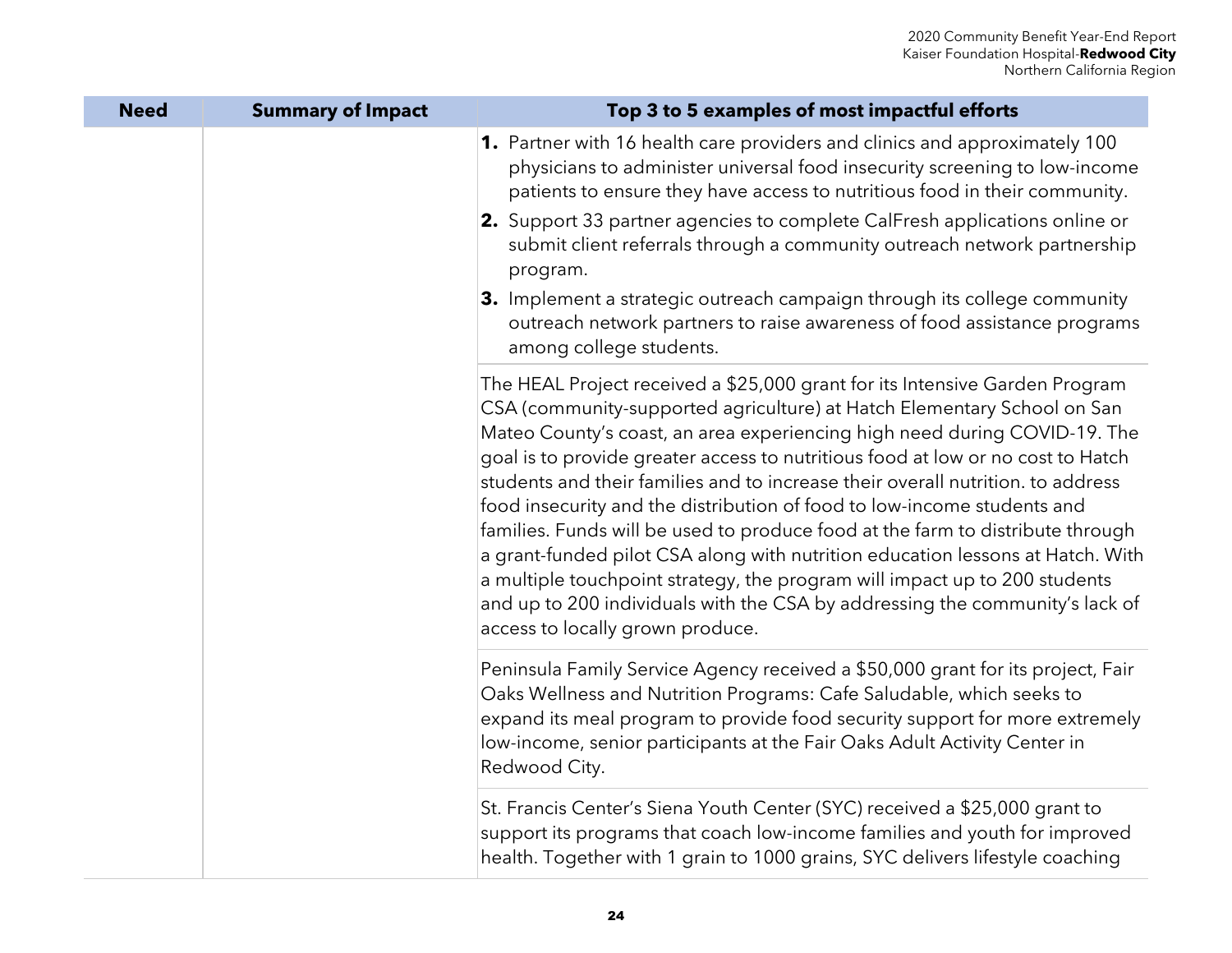| Need | Summary of Impact | Top 3 to 5 examples of most impactful efforts |
|---|---|---|
| | | **1.** Partner with 16 health care providers and clinics and approximately 100 physicians to administer universal food insecurity screening to low-income patients to ensure they have access to nutritious food in their community.<br>**2.** Support 33 partner agencies to complete CalFresh applications online or submit client referrals through a community outreach network partnership program.<br>**3.** Implement a strategic outreach campaign through its college community outreach network partners to raise awareness of food assistance programs among college students. |
| | | The HEAL Project received a $25,000 grant for its Intensive Garden Program CSA (community-supported agriculture) at Hatch Elementary School on San Mateo County's coast, an area experiencing high need during COVID-19. The goal is to provide greater access to nutritious food at low or no cost to Hatch students and their families and to increase their overall nutrition. to address food insecurity and the distribution of food to low-income students and families. Funds will be used to produce food at the farm to distribute through a grant-funded pilot CSA along with nutrition education lessons at Hatch. With a multiple touchpoint strategy, the program will impact up to 200 students and up to 200 individuals with the CSA by addressing the community's lack of access to locally grown produce. |
| | | Peninsula Family Service Agency received a $50,000 grant for its project, Fair Oaks Wellness and Nutrition Programs: Cafe Saludable, which seeks to expand its meal program to provide food security support for more extremely low-income, senior participants at the Fair Oaks Adult Activity Center in Redwood City. |
| | | St. Francis Center's Siena Youth Center (SYC) received a $25,000 grant to support its programs that coach low-income families and youth for improved health. Together with 1 grain to 1000 grains, SYC delivers lifestyle coaching |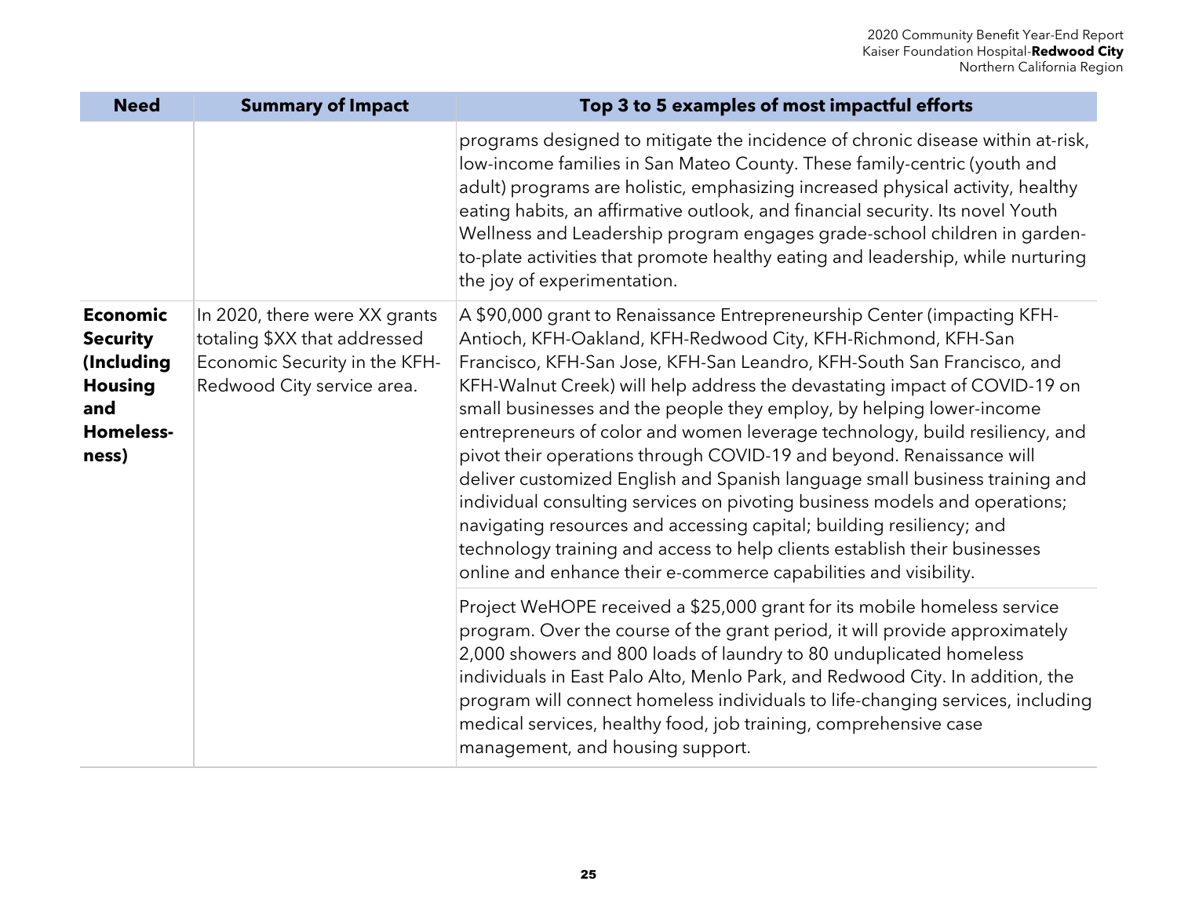| Need | Summary of Impact | Top 3 to 5 examples of most impactful efforts |
| --- | --- | --- |
| | | programs designed to mitigate the incidence of chronic disease within at-risk, low-income families in San Mateo County. These family-centric (youth and adult) programs are holistic, emphasizing increased physical activity, healthy eating habits, an affirmative outlook, and financial security. Its novel Youth Wellness and Leadership program engages grade-school children in garden-to-plate activities that promote healthy eating and leadership, while nurturing the joy of experimentation. |
| **Economic Security (Including Housing and Homelessness)** | In 2020, there were XX grants totaling $XX that addressed Economic Security in the KFH-Redwood City service area. | A $90,000 grant to Renaissance Entrepreneurship Center (impacting KFH-Antioch, KFH-Oakland, KFH-Redwood City, KFH-Richmond, KFH-San Francisco, KFH-San Jose, KFH-San Leandro, KFH-South San Francisco, and KFH-Walnut Creek) will help address the devastating impact of COVID-19 on small businesses and the people they employ, by helping lower-income entrepreneurs of color and women leverage technology, build resiliency, and pivot their operations through COVID-19 and beyond. Renaissance will deliver customized English and Spanish language small business training and individual consulting services on pivoting business models and operations; navigating resources and accessing capital; building resiliency; and technology training and access to help clients establish their businesses online and enhance their e-commerce capabilities and visibility. |
| | | Project WeHOPE received a $25,000 grant for its mobile homeless service program. Over the course of the grant period, it will provide approximately 2,000 showers and 800 loads of laundry to 80 unduplicated homeless individuals in East Palo Alto, Menlo Park, and Redwood City. In addition, the program will connect homeless individuals to life-changing services, including medical services, healthy food, job training, comprehensive case management, and housing support. |